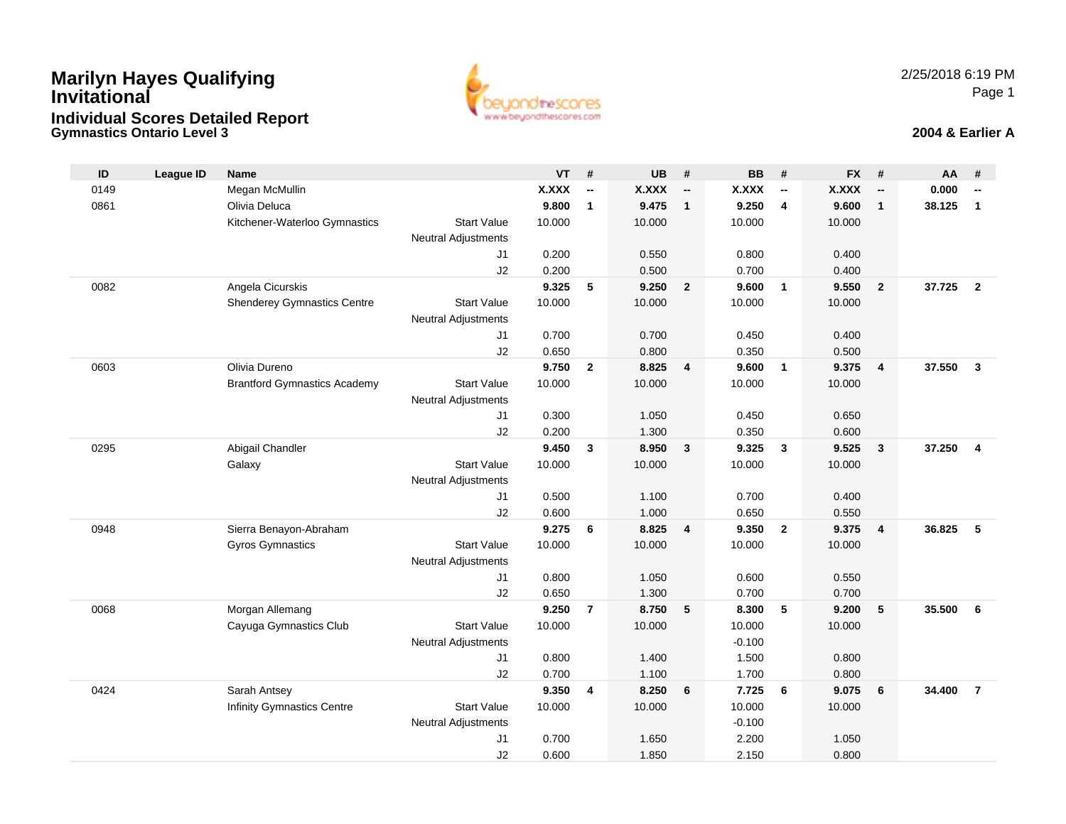# Marilyn Hayes Qualifying Invitational

## Individual Scores Detailed Report

### Gymnastics Ontario Level 3

2/25/2018 6:19 PM

**2004 & Earlier A**

| ID | League ID | Name | | | VT | # | UB | # | BB | # | FX | # | AA | # |
|---|---|---|---|---|---|---|---|---|---|---|---|---|---|---|
| 0149 | | Megan McMullin | | | **X.XXX** | **--** | **X.XXX** | **--** | **X.XXX** | **--** | **X.XXX** | **--** | **0.000** | **--** |
| 0861 | | Olivia Deluca | | | **9.800** | **1** | **9.475** | **1** | **9.250** | **4** | **9.600** | **1** | **38.125** | **1** |
| | | Kitchener-Waterloo Gymnastics | Start Value | | 10.000 | | 10.000 | | 10.000 | | 10.000 | | | |
| | | | Neutral Adjustments | | | | | | | | | | | |
| | | | | J1 | 0.200 | | 0.550 | | 0.800 | | 0.400 | | | |
| | | | | J2 | 0.200 | | 0.500 | | 0.700 | | 0.400 | | | |
| 0082 | | Angela Cicurskis | | | **9.325** | **5** | **9.250** | **2** | **9.600** | **1** | **9.550** | **2** | **37.725** | **2** |
| | | Shenderey Gymnastics Centre | Start Value | | 10.000 | | 10.000 | | 10.000 | | 10.000 | | | |
| | | | Neutral Adjustments | | | | | | | | | | | |
| | | | | J1 | 0.700 | | 0.700 | | 0.450 | | 0.400 | | | |
| | | | | J2 | 0.650 | | 0.800 | | 0.350 | | 0.500 | | | |
| 0603 | | Olivia Dureno | | | **9.750** | **2** | **8.825** | **4** | **9.600** | **1** | **9.375** | **4** | **37.550** | **3** |
| | | Brantford Gymnastics Academy | Start Value | | 10.000 | | 10.000 | | 10.000 | | 10.000 | | | |
| | | | Neutral Adjustments | | | | | | | | | | | |
| | | | | J1 | 0.300 | | 1.050 | | 0.450 | | 0.650 | | | |
| | | | | J2 | 0.200 | | 1.300 | | 0.350 | | 0.600 | | | |
| 0295 | | Abigail Chandler | | | **9.450** | **3** | **8.950** | **3** | **9.325** | **3** | **9.525** | **3** | **37.250** | **4** |
| | | Galaxy | Start Value | | 10.000 | | 10.000 | | 10.000 | | 10.000 | | | |
| | | | Neutral Adjustments | | | | | | | | | | | |
| | | | | J1 | 0.500 | | 1.100 | | 0.700 | | 0.400 | | | |
| | | | | J2 | 0.600 | | 1.000 | | 0.650 | | 0.550 | | | |
| 0948 | | Sierra Benayon-Abraham | | | **9.275** | **6** | **8.825** | **4** | **9.350** | **2** | **9.375** | **4** | **36.825** | **5** |
| | | Gyros Gymnastics | Start Value | | 10.000 | | 10.000 | | 10.000 | | 10.000 | | | |
| | | | Neutral Adjustments | | | | | | | | | | | |
| | | | | J1 | 0.800 | | 1.050 | | 0.600 | | 0.550 | | | |
| | | | | J2 | 0.650 | | 1.300 | | 0.700 | | 0.700 | | | |
| 0068 | | Morgan Allemang | | | **9.250** | **7** | **8.750** | **5** | **8.300** | **5** | **9.200** | **5** | **35.500** | **6** |
| | | Cayuga Gymnastics Club | Start Value | | 10.000 | | 10.000 | | 10.000 | | 10.000 | | | |
| | | | Neutral Adjustments | | | | | | -0.100 | | | | | |
| | | | | J1 | 0.800 | | 1.400 | | 1.500 | | 0.800 | | | |
| | | | | J2 | 0.700 | | 1.100 | | 1.700 | | 0.800 | | | |
| 0424 | | Sarah Antsey | | | **9.350** | **4** | **8.250** | **6** | **7.725** | **6** | **9.075** | **6** | **34.400** | **7** |
| | | Infinity Gymnastics Centre | Start Value | | 10.000 | | 10.000 | | 10.000 | | 10.000 | | | |
| | | | Neutral Adjustments | | | | | | -0.100 | | | | | |
| | | | | J1 | 0.700 | | 1.650 | | 2.200 | | 1.050 | | | |
| | | | | J2 | 0.600 | | 1.850 | | 2.150 | | 0.800 | | | |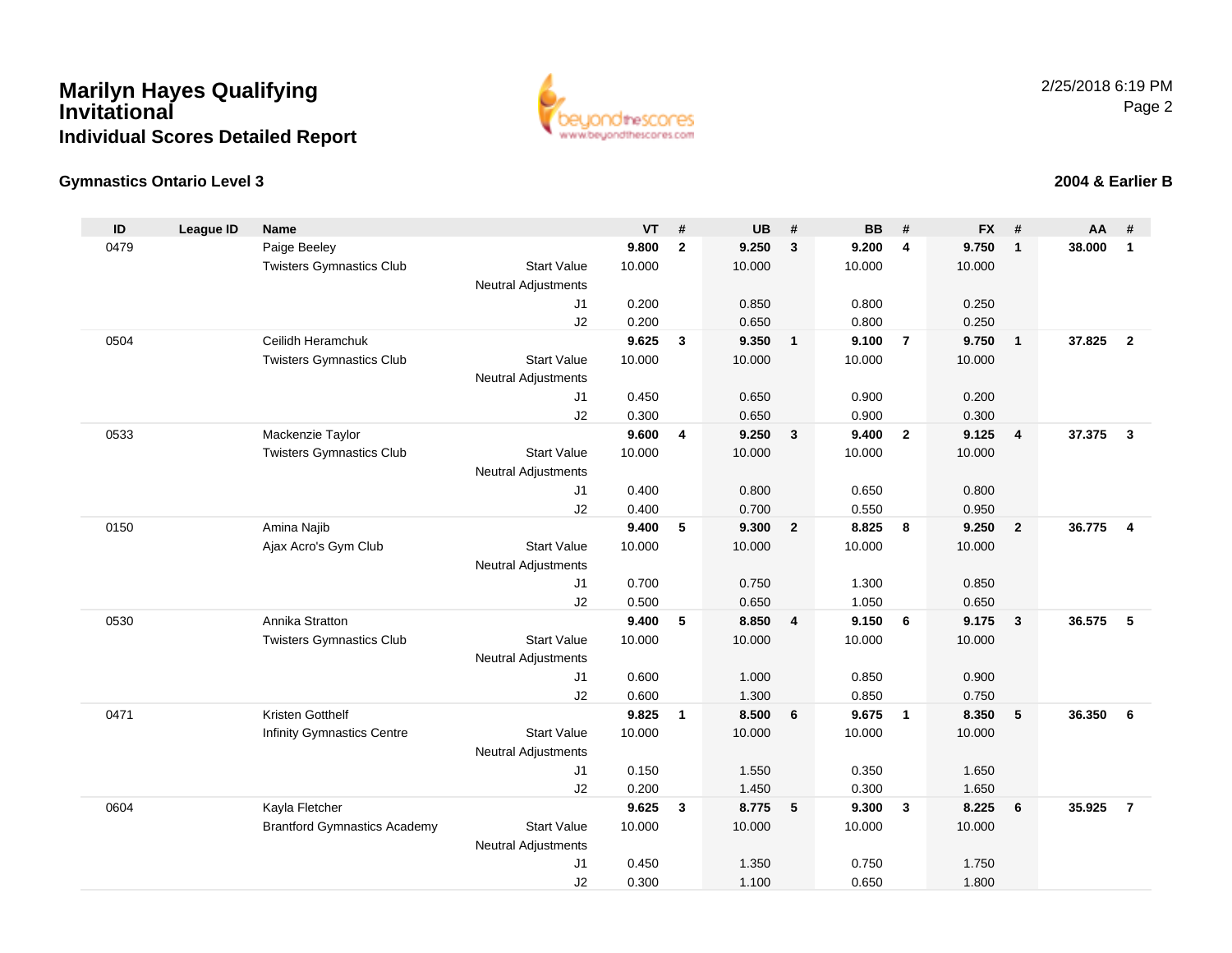# Marilyn Hayes Qualifying Invitational

## Individual Scores Detailed Report

2/25/2018 6:19 PM

### Gymnastics Ontario Level 3

### 2004 & Earlier B

| ID | League ID | Name | | VT | # | UB | # | BB | # | FX | # | AA | # |
|---|---|---|---|---|---|---|---|---|---|---|---|---|---|
| 0479 | | Paige Beeley | | **9.800** | **2** | **9.250** | **3** | **9.200** | **4** | **9.750** | **1** | **38.000** | **1** |
| | | Twisters Gymnastics Club | Start Value | 10.000 | | 10.000 | | 10.000 | | 10.000 | | | |
| | | | Neutral Adjustments | | | | | | | | | | |
| | | | J1 | 0.200 | | 0.850 | | 0.800 | | 0.250 | | | |
| | | | J2 | 0.200 | | 0.650 | | 0.800 | | 0.250 | | | |
| 0504 | | Ceilidh Heramchuk | | **9.625** | **3** | **9.350** | **1** | **9.100** | **7** | **9.750** | **1** | **37.825** | **2** |
| | | Twisters Gymnastics Club | Start Value | 10.000 | | 10.000 | | 10.000 | | 10.000 | | | |
| | | | Neutral Adjustments | | | | | | | | | | |
| | | | J1 | 0.450 | | 0.650 | | 0.900 | | 0.200 | | | |
| | | | J2 | 0.300 | | 0.650 | | 0.900 | | 0.300 | | | |
| 0533 | | Mackenzie Taylor | | **9.600** | **4** | **9.250** | **3** | **9.400** | **2** | **9.125** | **4** | **37.375** | **3** |
| | | Twisters Gymnastics Club | Start Value | 10.000 | | 10.000 | | 10.000 | | 10.000 | | | |
| | | | Neutral Adjustments | | | | | | | | | | |
| | | | J1 | 0.400 | | 0.800 | | 0.650 | | 0.800 | | | |
| | | | J2 | 0.400 | | 0.700 | | 0.550 | | 0.950 | | | |
| 0150 | | Amina Najib | | **9.400** | **5** | **9.300** | **2** | **8.825** | **8** | **9.250** | **2** | **36.775** | **4** |
| | | Ajax Acro's Gym Club | Start Value | 10.000 | | 10.000 | | 10.000 | | 10.000 | | | |
| | | | Neutral Adjustments | | | | | | | | | | |
| | | | J1 | 0.700 | | 0.750 | | 1.300 | | 0.850 | | | |
| | | | J2 | 0.500 | | 0.650 | | 1.050 | | 0.650 | | | |
| 0530 | | Annika Stratton | | **9.400** | **5** | **8.850** | **4** | **9.150** | **6** | **9.175** | **3** | **36.575** | **5** |
| | | Twisters Gymnastics Club | Start Value | 10.000 | | 10.000 | | 10.000 | | 10.000 | | | |
| | | | Neutral Adjustments | | | | | | | | | | |
| | | | J1 | 0.600 | | 1.000 | | 0.850 | | 0.900 | | | |
| | | | J2 | 0.600 | | 1.300 | | 0.850 | | 0.750 | | | |
| 0471 | | Kristen Gotthelf | | **9.825** | **1** | **8.500** | **6** | **9.675** | **1** | **8.350** | **5** | **36.350** | **6** |
| | | Infinity Gymnastics Centre | Start Value | 10.000 | | 10.000 | | 10.000 | | 10.000 | | | |
| | | | Neutral Adjustments | | | | | | | | | | |
| | | | J1 | 0.150 | | 1.550 | | 0.350 | | 1.650 | | | |
| | | | J2 | 0.200 | | 1.450 | | 0.300 | | 1.650 | | | |
| 0604 | | Kayla Fletcher | | **9.625** | **3** | **8.775** | **5** | **9.300** | **3** | **8.225** | **6** | **35.925** | **7** |
| | | Brantford Gymnastics Academy | Start Value | 10.000 | | 10.000 | | 10.000 | | 10.000 | | | |
| | | | Neutral Adjustments | | | | | | | | | | |
| | | | J1 | 0.450 | | 1.350 | | 0.750 | | 1.750 | | | |
| | | | J2 | 0.300 | | 1.100 | | 0.650 | | 1.800 | | | |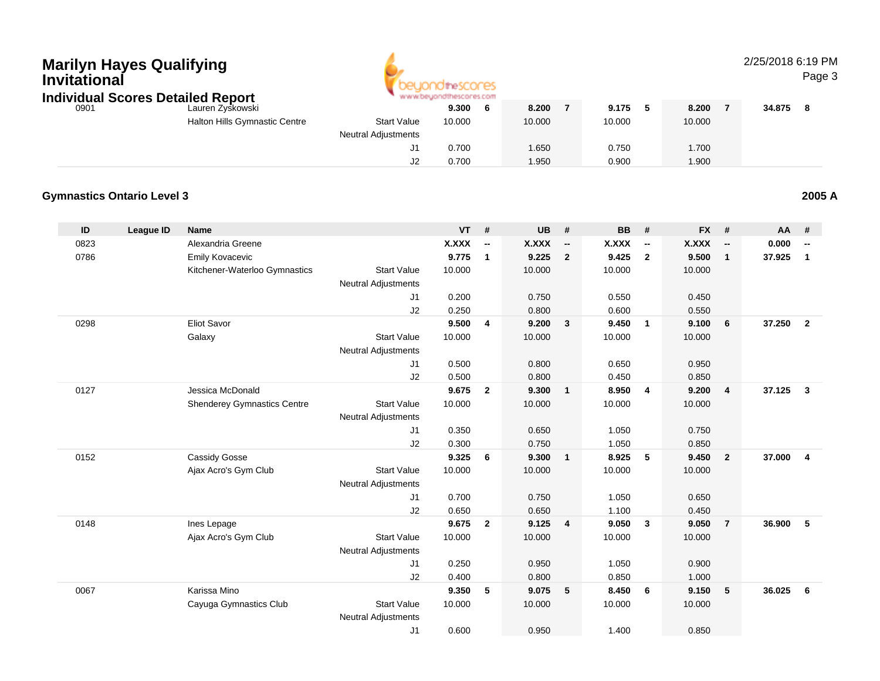# Marilyn Hayes Qualifying Invitational

## Individual Scores Detailed Report

| ID | League ID | Name | | VT | # | UB | # | BB | # | FX | # | AA | # |
|---|---|---|---|---|---|---|---|---|---|---|---|---|---|
| 0901 | | Lauren Zyskowski | | 9.300 | 6 | 8.200 | 7 | 9.175 | 5 | 8.200 | 7 | 34.875 | 8 |
| | | Halton Hills Gymnastic Centre | Start Value | 10.000 | | 10.000 | | 10.000 | | 10.000 | | | |
| | | | Neutral Adjustments | | | | | | | | | | |
| | | | J1 | 0.700 | | 1.650 | | 0.750 | | 1.700 | | | |
| | | | J2 | 0.700 | | 1.950 | | 0.900 | | 1.900 | | | |

### Gymnastics Ontario Level 3

**2005 A**

| ID | League ID | Name | | VT | # | UB | # | BB | # | FX | # | AA | # |
|---|---|---|---|---|---|---|---|---|---|---|---|---|---|
| 0823 | | Alexandria Greene | | X.XXX | -- | X.XXX | -- | X.XXX | -- | X.XXX | -- | 0.000 | -- |
| 0786 | | Emily Kovacevic | | 9.775 | 1 | 9.225 | 2 | 9.425 | 2 | 9.500 | 1 | 37.925 | 1 |
| | | Kitchener-Waterloo Gymnastics | Start Value | 10.000 | | 10.000 | | 10.000 | | 10.000 | | | |
| | | | Neutral Adjustments | | | | | | | | | | |
| | | | J1 | 0.200 | | 0.750 | | 0.550 | | 0.450 | | | |
| | | | J2 | 0.250 | | 0.800 | | 0.600 | | 0.550 | | | |
| 0298 | | Eliot Savor | | 9.500 | 4 | 9.200 | 3 | 9.450 | 1 | 9.100 | 6 | 37.250 | 2 |
| | | Galaxy | Start Value | 10.000 | | 10.000 | | 10.000 | | 10.000 | | | |
| | | | Neutral Adjustments | | | | | | | | | | |
| | | | J1 | 0.500 | | 0.800 | | 0.650 | | 0.950 | | | |
| | | | J2 | 0.500 | | 0.800 | | 0.450 | | 0.850 | | | |
| 0127 | | Jessica McDonald | | 9.675 | 2 | 9.300 | 1 | 8.950 | 4 | 9.200 | 4 | 37.125 | 3 |
| | | Shenderey Gymnastics Centre | Start Value | 10.000 | | 10.000 | | 10.000 | | 10.000 | | | |
| | | | Neutral Adjustments | | | | | | | | | | |
| | | | J1 | 0.350 | | 0.650 | | 1.050 | | 0.750 | | | |
| | | | J2 | 0.300 | | 0.750 | | 1.050 | | 0.850 | | | |
| 0152 | | Cassidy Gosse | | 9.325 | 6 | 9.300 | 1 | 8.925 | 5 | 9.450 | 2 | 37.000 | 4 |
| | | Ajax Acro's Gym Club | Start Value | 10.000 | | 10.000 | | 10.000 | | 10.000 | | | |
| | | | Neutral Adjustments | | | | | | | | | | |
| | | | J1 | 0.700 | | 0.750 | | 1.050 | | 0.650 | | | |
| | | | J2 | 0.650 | | 0.650 | | 1.100 | | 0.450 | | | |
| 0148 | | Ines Lepage | | 9.675 | 2 | 9.125 | 4 | 9.050 | 3 | 9.050 | 7 | 36.900 | 5 |
| | | Ajax Acro's Gym Club | Start Value | 10.000 | | 10.000 | | 10.000 | | 10.000 | | | |
| | | | Neutral Adjustments | | | | | | | | | | |
| | | | J1 | 0.250 | | 0.950 | | 1.050 | | 0.900 | | | |
| | | | J2 | 0.400 | | 0.800 | | 0.850 | | 1.000 | | | |
| 0067 | | Karissa Mino | | 9.350 | 5 | 9.075 | 5 | 8.450 | 6 | 9.150 | 5 | 36.025 | 6 |
| | | Cayuga Gymnastics Club | Start Value | 10.000 | | 10.000 | | 10.000 | | 10.000 | | | |
| | | | Neutral Adjustments | | | | | | | | | | |
| | | | J1 | 0.600 | | 0.950 | | 1.400 | | 0.850 | | | |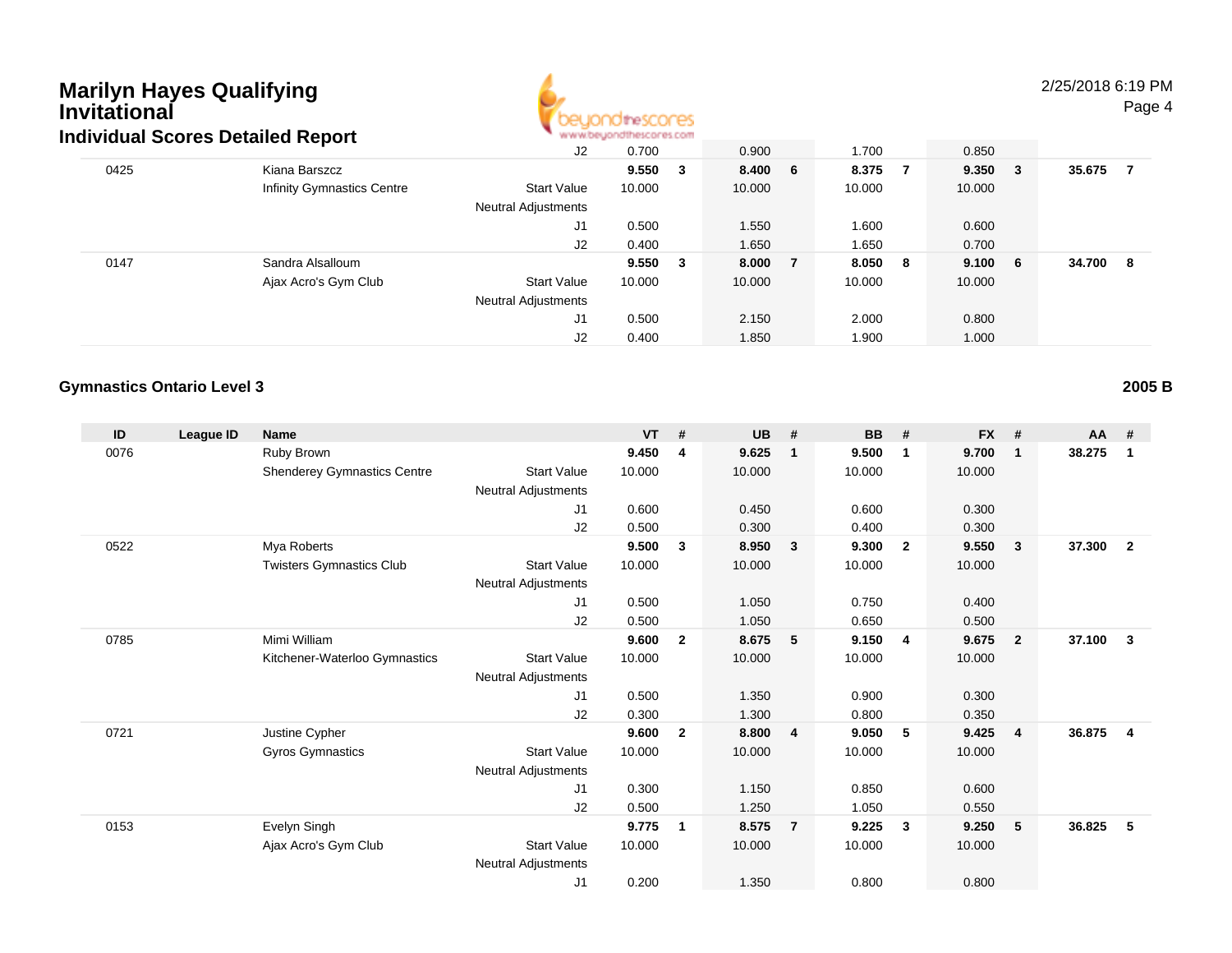# Marilyn Hayes Qualifying Invitational

## Individual Scores Detailed Report

| ID | League ID | Name | | VT | # | UB | # | BB | # | FX | # | AA | # |
|---|---|---|---|---|---|---|---|---|---|---|---|---|---|
| | | | J2 | 0.700 | | 0.900 | | 1.700 | | 0.850 | | | |
| 0425 | | Kiana Barszcz | | **9.550** | **3** | **8.400** | **6** | **8.375** | **7** | **9.350** | **3** | **35.675** | **7** |
| | | Infinity Gymnastics Centre | Start Value | 10.000 | | 10.000 | | 10.000 | | 10.000 | | | |
| | | | Neutral Adjustments | | | | | | | | | | |
| | | | J1 | 0.500 | | 1.550 | | 1.600 | | 0.600 | | | |
| | | | J2 | 0.400 | | 1.650 | | 1.650 | | 0.700 | | | |
| 0147 | | Sandra Alsalloum | | **9.550** | **3** | **8.000** | **7** | **8.050** | **8** | **9.100** | **6** | **34.700** | **8** |
| | | Ajax Acro's Gym Club | Start Value | 10.000 | | 10.000 | | 10.000 | | 10.000 | | | |
| | | | Neutral Adjustments | | | | | | | | | | |
| | | | J1 | 0.500 | | 2.150 | | 2.000 | | 0.800 | | | |
| | | | J2 | 0.400 | | 1.850 | | 1.900 | | 1.000 | | | |

### Gymnastics Ontario Level 3 — 2005 B

| ID | League ID | Name | | VT | # | UB | # | BB | # | FX | # | AA | # |
|---|---|---|---|---|---|---|---|---|---|---|---|---|---|
| 0076 | | Ruby Brown | | **9.450** | **4** | **9.625** | **1** | **9.500** | **1** | **9.700** | **1** | **38.275** | **1** |
| | | Shenderey Gymnastics Centre | Start Value | 10.000 | | 10.000 | | 10.000 | | 10.000 | | | |
| | | | Neutral Adjustments | | | | | | | | | | |
| | | | J1 | 0.600 | | 0.450 | | 0.600 | | 0.300 | | | |
| | | | J2 | 0.500 | | 0.300 | | 0.400 | | 0.300 | | | |
| 0522 | | Mya Roberts | | **9.500** | **3** | **8.950** | **3** | **9.300** | **2** | **9.550** | **3** | **37.300** | **2** |
| | | Twisters Gymnastics Club | Start Value | 10.000 | | 10.000 | | 10.000 | | 10.000 | | | |
| | | | Neutral Adjustments | | | | | | | | | | |
| | | | J1 | 0.500 | | 1.050 | | 0.750 | | 0.400 | | | |
| | | | J2 | 0.500 | | 1.050 | | 0.650 | | 0.500 | | | |
| 0785 | | Mimi William | | **9.600** | **2** | **8.675** | **5** | **9.150** | **4** | **9.675** | **2** | **37.100** | **3** |
| | | Kitchener-Waterloo Gymnastics | Start Value | 10.000 | | 10.000 | | 10.000 | | 10.000 | | | |
| | | | Neutral Adjustments | | | | | | | | | | |
| | | | J1 | 0.500 | | 1.350 | | 0.900 | | 0.300 | | | |
| | | | J2 | 0.300 | | 1.300 | | 0.800 | | 0.350 | | | |
| 0721 | | Justine Cypher | | **9.600** | **2** | **8.800** | **4** | **9.050** | **5** | **9.425** | **4** | **36.875** | **4** |
| | | Gyros Gymnastics | Start Value | 10.000 | | 10.000 | | 10.000 | | 10.000 | | | |
| | | | Neutral Adjustments | | | | | | | | | | |
| | | | J1 | 0.300 | | 1.150 | | 0.850 | | 0.600 | | | |
| | | | J2 | 0.500 | | 1.250 | | 1.050 | | 0.550 | | | |
| 0153 | | Evelyn Singh | | **9.775** | **1** | **8.575** | **7** | **9.225** | **3** | **9.250** | **5** | **36.825** | **5** |
| | | Ajax Acro's Gym Club | Start Value | 10.000 | | 10.000 | | 10.000 | | 10.000 | | | |
| | | | Neutral Adjustments | | | | | | | | | | |
| | | | J1 | 0.200 | | 1.350 | | 0.800 | | 0.800 | | | |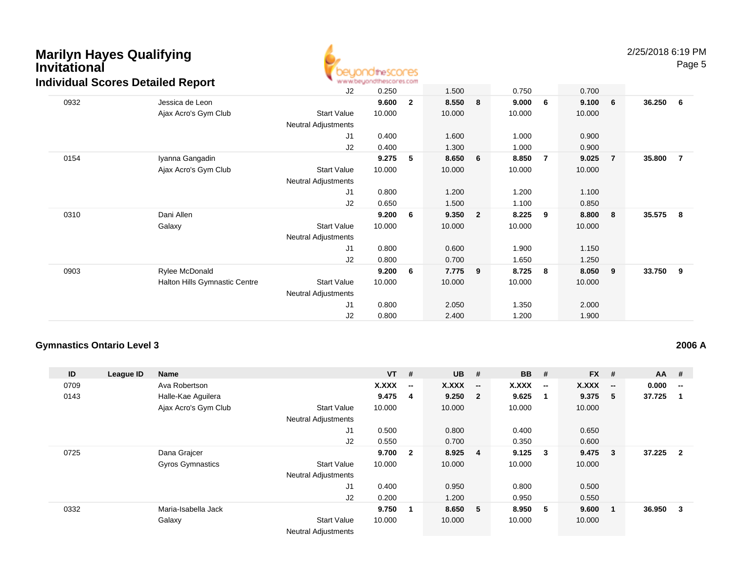# Marilyn Hayes Qualifying Invitational

## Individual Scores Detailed Report

| ID | League ID | Name | | VT | # | UB | # | BB | # | FX | # | AA | # |
|---|---|---|---|---|---|---|---|---|---|---|---|---|---|
| | | | J2 | 0.250 | | 1.500 | | 0.750 | | 0.700 | | | |
| 0932 | | Jessica de Leon | | **9.600** | **2** | **8.550** | **8** | **9.000** | **6** | **9.100** | **6** | **36.250** | **6** |
| | | Ajax Acro's Gym Club | Start Value | 10.000 | | 10.000 | | 10.000 | | 10.000 | | | |
| | | | Neutral Adjustments | | | | | | | | | | |
| | | | J1 | 0.400 | | 1.600 | | 1.000 | | 0.900 | | | |
| | | | J2 | 0.400 | | 1.300 | | 1.000 | | 0.900 | | | |
| 0154 | | Iyanna Gangadin | | **9.275** | **5** | **8.650** | **6** | **8.850** | **7** | **9.025** | **7** | **35.800** | **7** |
| | | Ajax Acro's Gym Club | Start Value | 10.000 | | 10.000 | | 10.000 | | 10.000 | | | |
| | | | Neutral Adjustments | | | | | | | | | | |
| | | | J1 | 0.800 | | 1.200 | | 1.200 | | 1.100 | | | |
| | | | J2 | 0.650 | | 1.500 | | 1.100 | | 0.850 | | | |
| 0310 | | Dani Allen | | **9.200** | **6** | **9.350** | **2** | **8.225** | **9** | **8.800** | **8** | **35.575** | **8** |
| | | Galaxy | Start Value | 10.000 | | 10.000 | | 10.000 | | 10.000 | | | |
| | | | Neutral Adjustments | | | | | | | | | | |
| | | | J1 | 0.800 | | 0.600 | | 1.900 | | 1.150 | | | |
| | | | J2 | 0.800 | | 0.700 | | 1.650 | | 1.250 | | | |
| 0903 | | Rylee McDonald | | **9.200** | **6** | **7.775** | **9** | **8.725** | **8** | **8.050** | **9** | **33.750** | **9** |
| | | Halton Hills Gymnastic Centre | Start Value | 10.000 | | 10.000 | | 10.000 | | 10.000 | | | |
| | | | Neutral Adjustments | | | | | | | | | | |
| | | | J1 | 0.800 | | 2.050 | | 1.350 | | 2.000 | | | |
| | | | J2 | 0.800 | | 2.400 | | 1.200 | | 1.900 | | | |

### Gymnastics Ontario Level 3

**2006 A**

| ID | League ID | Name | | VT | # | UB | # | BB | # | FX | # | AA | # |
|---|---|---|---|---|---|---|---|---|---|---|---|---|---|
| 0709 | | Ava Robertson | | **X.XXX** | **--** | **X.XXX** | **--** | **X.XXX** | **--** | **X.XXX** | **--** | **0.000** | **--** |
| 0143 | | Halle-Kae Aguilera | | **9.475** | **4** | **9.250** | **2** | **9.625** | **1** | **9.375** | **5** | **37.725** | **1** |
| | | Ajax Acro's Gym Club | Start Value | 10.000 | | 10.000 | | 10.000 | | 10.000 | | | |
| | | | Neutral Adjustments | | | | | | | | | | |
| | | | J1 | 0.500 | | 0.800 | | 0.400 | | 0.650 | | | |
| | | | J2 | 0.550 | | 0.700 | | 0.350 | | 0.600 | | | |
| 0725 | | Dana Grajcer | | **9.700** | **2** | **8.925** | **4** | **9.125** | **3** | **9.475** | **3** | **37.225** | **2** |
| | | Gyros Gymnastics | Start Value | 10.000 | | 10.000 | | 10.000 | | 10.000 | | | |
| | | | Neutral Adjustments | | | | | | | | | | |
| | | | J1 | 0.400 | | 0.950 | | 0.800 | | 0.500 | | | |
| | | | J2 | 0.200 | | 1.200 | | 0.950 | | 0.550 | | | |
| 0332 | | Maria-Isabella Jack | | **9.750** | **1** | **8.650** | **5** | **8.950** | **5** | **9.600** | **1** | **36.950** | **3** |
| | | Galaxy | Start Value | 10.000 | | 10.000 | | 10.000 | | 10.000 | | | |
| | | | Neutral Adjustments | | | | | | | | | | |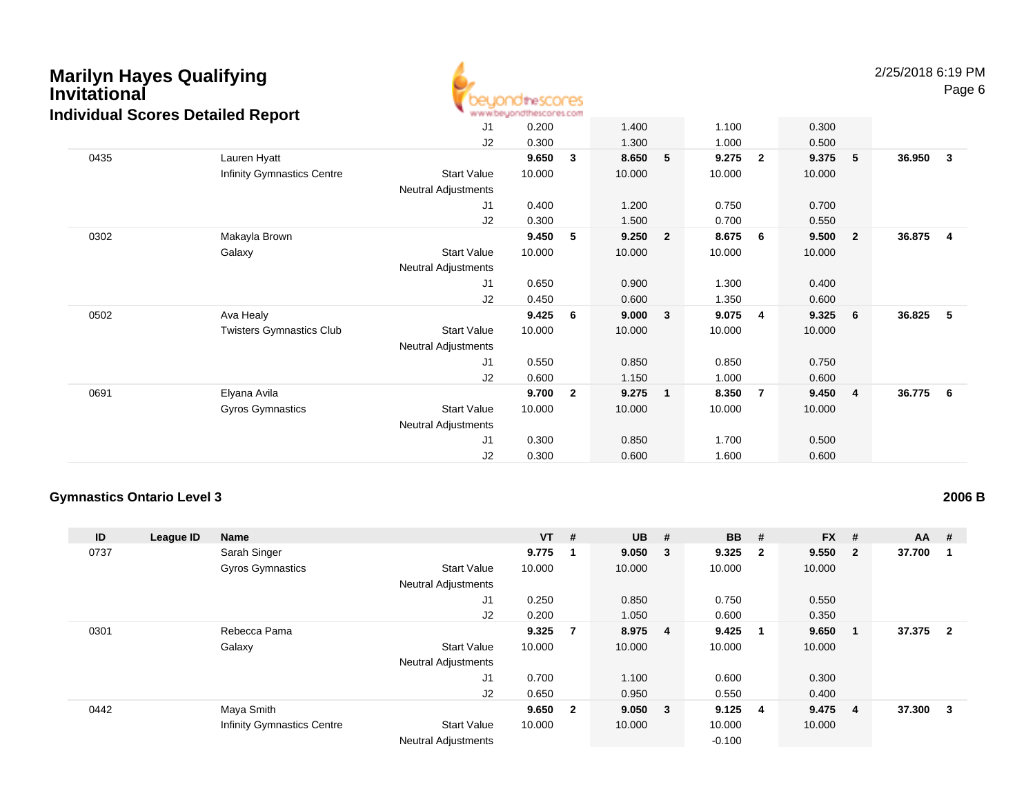# Marilyn Hayes Qualifying Invitational

## Individual Scores Detailed Report

2/25/2018 6:19 PM

| ID | League ID | Name | | VT | # | UB | # | BB | # | FX | # | AA | # |
|---|---|---|---|---|---|---|---|---|---|---|---|---|---|
| | | | J1 | 0.200 | | 1.400 | | 1.100 | | 0.300 | | | |
| | | | J2 | 0.300 | | 1.300 | | 1.000 | | 0.500 | | | |
| 0435 | | Lauren Hyatt | | **9.650** | **3** | **8.650** | **5** | **9.275** | **2** | **9.375** | **5** | **36.950** | **3** |
| | | Infinity Gymnastics Centre | Start Value | 10.000 | | 10.000 | | 10.000 | | 10.000 | | | |
| | | | Neutral Adjustments | | | | | | | | | | |
| | | | J1 | 0.400 | | 1.200 | | 0.750 | | 0.700 | | | |
| | | | J2 | 0.300 | | 1.500 | | 0.700 | | 0.550 | | | |
| 0302 | | Makayla Brown | | **9.450** | **5** | **9.250** | **2** | **8.675** | **6** | **9.500** | **2** | **36.875** | **4** |
| | | Galaxy | Start Value | 10.000 | | 10.000 | | 10.000 | | 10.000 | | | |
| | | | Neutral Adjustments | | | | | | | | | | |
| | | | J1 | 0.650 | | 0.900 | | 1.300 | | 0.400 | | | |
| | | | J2 | 0.450 | | 0.600 | | 1.350 | | 0.600 | | | |
| 0502 | | Ava Healy | | **9.425** | **6** | **9.000** | **3** | **9.075** | **4** | **9.325** | **6** | **36.825** | **5** |
| | | Twisters Gymnastics Club | Start Value | 10.000 | | 10.000 | | 10.000 | | 10.000 | | | |
| | | | Neutral Adjustments | | | | | | | | | | |
| | | | J1 | 0.550 | | 0.850 | | 0.850 | | 0.750 | | | |
| | | | J2 | 0.600 | | 1.150 | | 1.000 | | 0.600 | | | |
| 0691 | | Elyana Avila | | **9.700** | **2** | **9.275** | **1** | **8.350** | **7** | **9.450** | **4** | **36.775** | **6** |
| | | Gyros Gymnastics | Start Value | 10.000 | | 10.000 | | 10.000 | | 10.000 | | | |
| | | | Neutral Adjustments | | | | | | | | | | |
| | | | J1 | 0.300 | | 0.850 | | 1.700 | | 0.500 | | | |
| | | | J2 | 0.300 | | 0.600 | | 1.600 | | 0.600 | | | |

### Gymnastics Ontario Level 3

**2006 B**

| ID | League ID | Name | | VT | # | UB | # | BB | # | FX | # | AA | # |
|---|---|---|---|---|---|---|---|---|---|---|---|---|---|
| 0737 | | Sarah Singer | | **9.775** | **1** | **9.050** | **3** | **9.325** | **2** | **9.550** | **2** | **37.700** | **1** |
| | | Gyros Gymnastics | Start Value | 10.000 | | 10.000 | | 10.000 | | 10.000 | | | |
| | | | Neutral Adjustments | | | | | | | | | | |
| | | | J1 | 0.250 | | 0.850 | | 0.750 | | 0.550 | | | |
| | | | J2 | 0.200 | | 1.050 | | 0.600 | | 0.350 | | | |
| 0301 | | Rebecca Pama | | **9.325** | **7** | **8.975** | **4** | **9.425** | **1** | **9.650** | **1** | **37.375** | **2** |
| | | Galaxy | Start Value | 10.000 | | 10.000 | | 10.000 | | 10.000 | | | |
| | | | Neutral Adjustments | | | | | | | | | | |
| | | | J1 | 0.700 | | 1.100 | | 0.600 | | 0.300 | | | |
| | | | J2 | 0.650 | | 0.950 | | 0.550 | | 0.400 | | | |
| 0442 | | Maya Smith | | **9.650** | **2** | **9.050** | **3** | **9.125** | **4** | **9.475** | **4** | **37.300** | **3** |
| | | Infinity Gymnastics Centre | Start Value | 10.000 | | 10.000 | | 10.000 | | 10.000 | | | |
| | | | Neutral Adjustments | | | | | -0.100 | | | | | |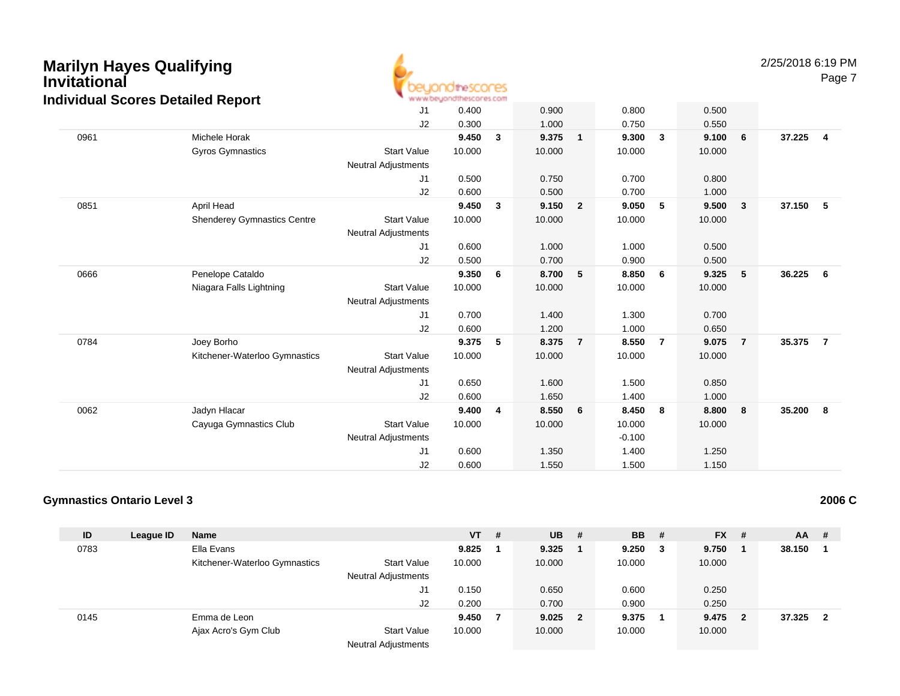# Marilyn Hayes Qualifying Invitational

## Individual Scores Detailed Report

2/25/2018 6:19 PM

| ID | League ID | Name | | VT | # | UB | # | BB | # | FX | # | AA | # |
|---|---|---|---|---|---|---|---|---|---|---|---|---|---|
| | | | J1 | 0.400 | | 0.900 | | 0.800 | | 0.500 | | | |
| | | | J2 | 0.300 | | 1.000 | | 0.750 | | 0.550 | | | |
| 0961 | | Michele Horak | | **9.450** | **3** | **9.375** | **1** | **9.300** | **3** | **9.100** | **6** | **37.225** | **4** |
| | | Gyros Gymnastics | Start Value | 10.000 | | 10.000 | | 10.000 | | 10.000 | | | |
| | | | Neutral Adjustments | | | | | | | | | | |
| | | | J1 | 0.500 | | 0.750 | | 0.700 | | 0.800 | | | |
| | | | J2 | 0.600 | | 0.500 | | 0.700 | | 1.000 | | | |
| 0851 | | April Head | | **9.450** | **3** | **9.150** | **2** | **9.050** | **5** | **9.500** | **3** | **37.150** | **5** |
| | | Shenderey Gymnastics Centre | Start Value | 10.000 | | 10.000 | | 10.000 | | 10.000 | | | |
| | | | Neutral Adjustments | | | | | | | | | | |
| | | | J1 | 0.600 | | 1.000 | | 1.000 | | 0.500 | | | |
| | | | J2 | 0.500 | | 0.700 | | 0.900 | | 0.500 | | | |
| 0666 | | Penelope Cataldo | | **9.350** | **6** | **8.700** | **5** | **8.850** | **6** | **9.325** | **5** | **36.225** | **6** |
| | | Niagara Falls Lightning | Start Value | 10.000 | | 10.000 | | 10.000 | | 10.000 | | | |
| | | | Neutral Adjustments | | | | | | | | | | |
| | | | J1 | 0.700 | | 1.400 | | 1.300 | | 0.700 | | | |
| | | | J2 | 0.600 | | 1.200 | | 1.000 | | 0.650 | | | |
| 0784 | | Joey Borho | | **9.375** | **5** | **8.375** | **7** | **8.550** | **7** | **9.075** | **7** | **35.375** | **7** |
| | | Kitchener-Waterloo Gymnastics | Start Value | 10.000 | | 10.000 | | 10.000 | | 10.000 | | | |
| | | | Neutral Adjustments | | | | | | | | | | |
| | | | J1 | 0.650 | | 1.600 | | 1.500 | | 0.850 | | | |
| | | | J2 | 0.600 | | 1.650 | | 1.400 | | 1.000 | | | |
| 0062 | | Jadyn Hlacar | | **9.400** | **4** | **8.550** | **6** | **8.450** | **8** | **8.800** | **8** | **35.200** | **8** |
| | | Cayuga Gymnastics Club | Start Value | 10.000 | | 10.000 | | 10.000 | | 10.000 | | | |
| | | | Neutral Adjustments | | | | | -0.100 | | | | | |
| | | | J1 | 0.600 | | 1.350 | | 1.400 | | 1.250 | | | |
| | | | J2 | 0.600 | | 1.550 | | 1.500 | | 1.150 | | | |

### Gymnastics Ontario Level 3

**2006 C**

| ID | League ID | Name | | VT | # | UB | # | BB | # | FX | # | AA | # |
|---|---|---|---|---|---|---|---|---|---|---|---|---|---|
| 0783 | | Ella Evans | | **9.825** | **1** | **9.325** | **1** | **9.250** | **3** | **9.750** | **1** | **38.150** | **1** |
| | | Kitchener-Waterloo Gymnastics | Start Value | 10.000 | | 10.000 | | 10.000 | | 10.000 | | | |
| | | | Neutral Adjustments | | | | | | | | | | |
| | | | J1 | 0.150 | | 0.650 | | 0.600 | | 0.250 | | | |
| | | | J2 | 0.200 | | 0.700 | | 0.900 | | 0.250 | | | |
| 0145 | | Emma de Leon | | **9.450** | **7** | **9.025** | **2** | **9.375** | **1** | **9.475** | **2** | **37.325** | **2** |
| | | Ajax Acro's Gym Club | Start Value | 10.000 | | 10.000 | | 10.000 | | 10.000 | | | |
| | | | Neutral Adjustments | | | | | | | | | | |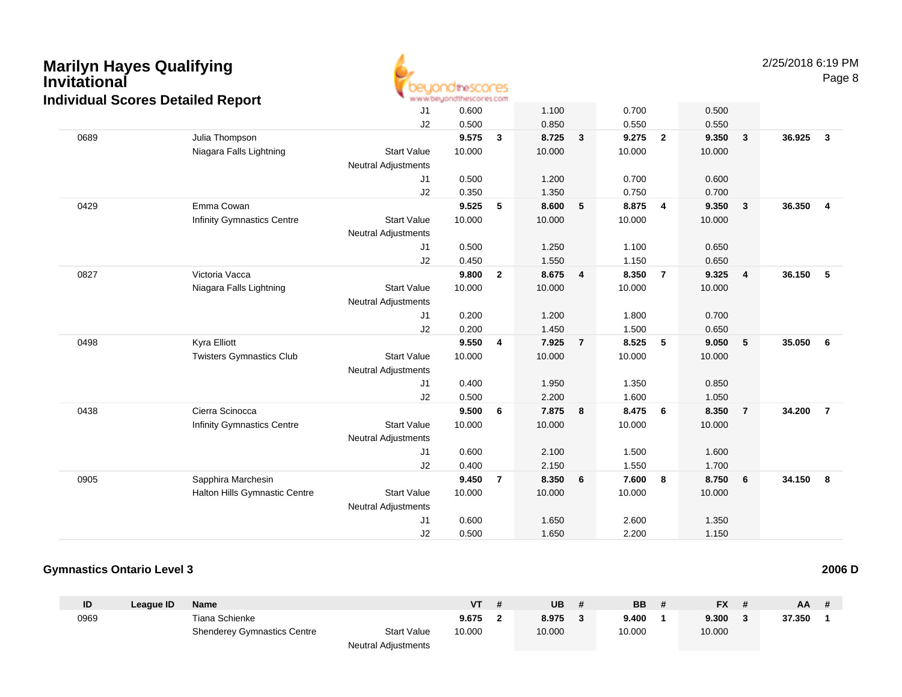# Marilyn Hayes Qualifying Invitational

## Individual Scores Detailed Report

2/25/2018 6:19 PM

| ID | League ID | Name | | VT | # | UB | # | BB | # | FX | # | AA | # |
|---|---|---|---|---|---|---|---|---|---|---|---|---|---|
| | | | J1 | 0.600 | | 1.100 | | 0.700 | | 0.500 | | | |
| | | | J2 | 0.500 | | 0.850 | | 0.550 | | 0.550 | | | |
| 0689 | | Julia Thompson | | **9.575** | **3** | **8.725** | **3** | **9.275** | **2** | **9.350** | **3** | **36.925** | **3** |
| | | Niagara Falls Lightning | Start Value | 10.000 | | 10.000 | | 10.000 | | 10.000 | | | |
| | | | Neutral Adjustments | | | | | | | | | | |
| | | | J1 | 0.500 | | 1.200 | | 0.700 | | 0.600 | | | |
| | | | J2 | 0.350 | | 1.350 | | 0.750 | | 0.700 | | | |
| 0429 | | Emma Cowan | | **9.525** | **5** | **8.600** | **5** | **8.875** | **4** | **9.350** | **3** | **36.350** | **4** |
| | | Infinity Gymnastics Centre | Start Value | 10.000 | | 10.000 | | 10.000 | | 10.000 | | | |
| | | | Neutral Adjustments | | | | | | | | | | |
| | | | J1 | 0.500 | | 1.250 | | 1.100 | | 0.650 | | | |
| | | | J2 | 0.450 | | 1.550 | | 1.150 | | 0.650 | | | |
| 0827 | | Victoria Vacca | | **9.800** | **2** | **8.675** | **4** | **8.350** | **7** | **9.325** | **4** | **36.150** | **5** |
| | | Niagara Falls Lightning | Start Value | 10.000 | | 10.000 | | 10.000 | | 10.000 | | | |
| | | | Neutral Adjustments | | | | | | | | | | |
| | | | J1 | 0.200 | | 1.200 | | 1.800 | | 0.700 | | | |
| | | | J2 | 0.200 | | 1.450 | | 1.500 | | 0.650 | | | |
| 0498 | | Kyra Elliott | | **9.550** | **4** | **7.925** | **7** | **8.525** | **5** | **9.050** | **5** | **35.050** | **6** |
| | | Twisters Gymnastics Club | Start Value | 10.000 | | 10.000 | | 10.000 | | 10.000 | | | |
| | | | Neutral Adjustments | | | | | | | | | | |
| | | | J1 | 0.400 | | 1.950 | | 1.350 | | 0.850 | | | |
| | | | J2 | 0.500 | | 2.200 | | 1.600 | | 1.050 | | | |
| 0438 | | Cierra Scinocca | | **9.500** | **6** | **7.875** | **8** | **8.475** | **6** | **8.350** | **7** | **34.200** | **7** |
| | | Infinity Gymnastics Centre | Start Value | 10.000 | | 10.000 | | 10.000 | | 10.000 | | | |
| | | | Neutral Adjustments | | | | | | | | | | |
| | | | J1 | 0.600 | | 2.100 | | 1.500 | | 1.600 | | | |
| | | | J2 | 0.400 | | 2.150 | | 1.550 | | 1.700 | | | |
| 0905 | | Sapphira Marchesin | | **9.450** | **7** | **8.350** | **6** | **7.600** | **8** | **8.750** | **6** | **34.150** | **8** |
| | | Halton Hills Gymnastic Centre | Start Value | 10.000 | | 10.000 | | 10.000 | | 10.000 | | | |
| | | | Neutral Adjustments | | | | | | | | | | |
| | | | J1 | 0.600 | | 1.650 | | 2.600 | | 1.350 | | | |
| | | | J2 | 0.500 | | 1.650 | | 2.200 | | 1.150 | | | |

### Gymnastics Ontario Level 3

**2006 D**

| ID | League ID | Name | | VT | # | UB | # | BB | # | FX | # | AA | # |
|---|---|---|---|---|---|---|---|---|---|---|---|---|---|
| 0969 | | Tiana Schienke | | **9.675** | **2** | **8.975** | **3** | **9.400** | **1** | **9.300** | **3** | **37.350** | **1** |
| | | Shenderey Gymnastics Centre | Start Value | 10.000 | | 10.000 | | 10.000 | | 10.000 | | | |
| | | | Neutral Adjustments | | | | | | | | | | |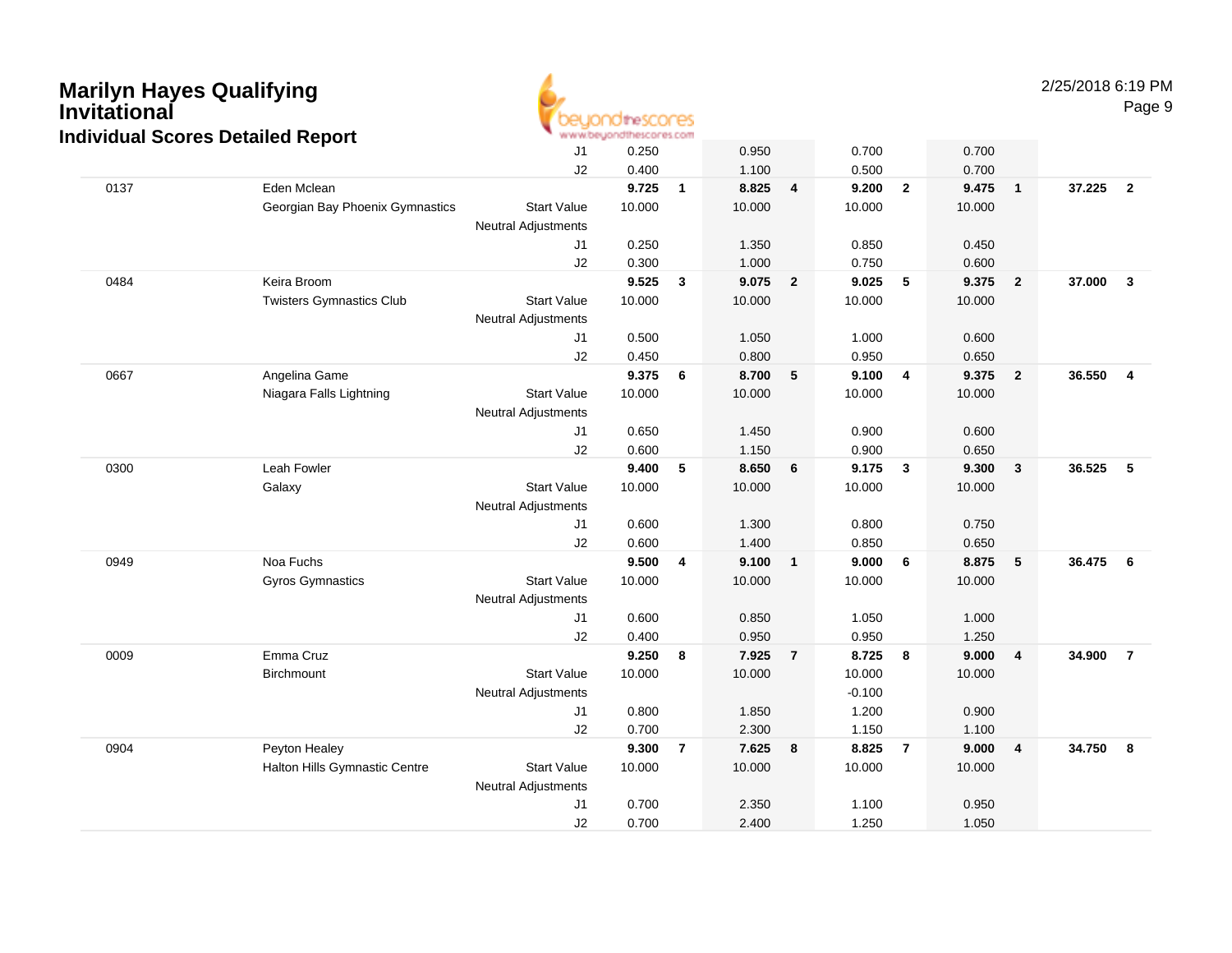# Marilyn Hayes Qualifying Invitational

## Individual Scores Detailed Report

2/25/2018 6:19 PM

| # | Name / Club | | Vault | Rank | Bars | Rank | Beam | Rank | Floor | Rank | AA | Rank |
|---|---|---|---|---|---|---|---|---|---|---|---|---|
| | | J1 | 0.250 | | 0.950 | | 0.700 | | 0.700 | | | |
| | | J2 | 0.400 | | 1.100 | | 0.500 | | 0.700 | | | |
| 0137 | Eden Mclean | | **9.725** | **1** | **8.825** | **4** | **9.200** | **2** | **9.475** | **1** | **37.225** | **2** |
| | Georgian Bay Phoenix Gymnastics | Start Value | 10.000 | | 10.000 | | 10.000 | | 10.000 | | | |
| | | Neutral Adjustments | | | | | | | | | | |
| | | J1 | 0.250 | | 1.350 | | 0.850 | | 0.450 | | | |
| | | J2 | 0.300 | | 1.000 | | 0.750 | | 0.600 | | | |
| 0484 | Keira Broom | | **9.525** | **3** | **9.075** | **2** | **9.025** | **5** | **9.375** | **2** | **37.000** | **3** |
| | Twisters Gymnastics Club | Start Value | 10.000 | | 10.000 | | 10.000 | | 10.000 | | | |
| | | Neutral Adjustments | | | | | | | | | | |
| | | J1 | 0.500 | | 1.050 | | 1.000 | | 0.600 | | | |
| | | J2 | 0.450 | | 0.800 | | 0.950 | | 0.650 | | | |
| 0667 | Angelina Game | | **9.375** | **6** | **8.700** | **5** | **9.100** | **4** | **9.375** | **2** | **36.550** | **4** |
| | Niagara Falls Lightning | Start Value | 10.000 | | 10.000 | | 10.000 | | 10.000 | | | |
| | | Neutral Adjustments | | | | | | | | | | |
| | | J1 | 0.650 | | 1.450 | | 0.900 | | 0.600 | | | |
| | | J2 | 0.600 | | 1.150 | | 0.900 | | 0.650 | | | |
| 0300 | Leah Fowler | | **9.400** | **5** | **8.650** | **6** | **9.175** | **3** | **9.300** | **3** | **36.525** | **5** |
| | Galaxy | Start Value | 10.000 | | 10.000 | | 10.000 | | 10.000 | | | |
| | | Neutral Adjustments | | | | | | | | | | |
| | | J1 | 0.600 | | 1.300 | | 0.800 | | 0.750 | | | |
| | | J2 | 0.600 | | 1.400 | | 0.850 | | 0.650 | | | |
| 0949 | Noa Fuchs | | **9.500** | **4** | **9.100** | **1** | **9.000** | **6** | **8.875** | **5** | **36.475** | **6** |
| | Gyros Gymnastics | Start Value | 10.000 | | 10.000 | | 10.000 | | 10.000 | | | |
| | | Neutral Adjustments | | | | | | | | | | |
| | | J1 | 0.600 | | 0.850 | | 1.050 | | 1.000 | | | |
| | | J2 | 0.400 | | 0.950 | | 0.950 | | 1.250 | | | |
| 0009 | Emma Cruz | | **9.250** | **8** | **7.925** | **7** | **8.725** | **8** | **9.000** | **4** | **34.900** | **7** |
| | Birchmount | Start Value | 10.000 | | 10.000 | | 10.000 | | 10.000 | | | |
| | | Neutral Adjustments | | | | | -0.100 | | | | | |
| | | J1 | 0.800 | | 1.850 | | 1.200 | | 0.900 | | | |
| | | J2 | 0.700 | | 2.300 | | 1.150 | | 1.100 | | | |
| 0904 | Peyton Healey | | **9.300** | **7** | **7.625** | **8** | **8.825** | **7** | **9.000** | **4** | **34.750** | **8** |
| | Halton Hills Gymnastic Centre | Start Value | 10.000 | | 10.000 | | 10.000 | | 10.000 | | | |
| | | Neutral Adjustments | | | | | | | | | | |
| | | J1 | 0.700 | | 2.350 | | 1.100 | | 0.950 | | | |
| | | J2 | 0.700 | | 2.400 | | 1.250 | | 1.050 | | | |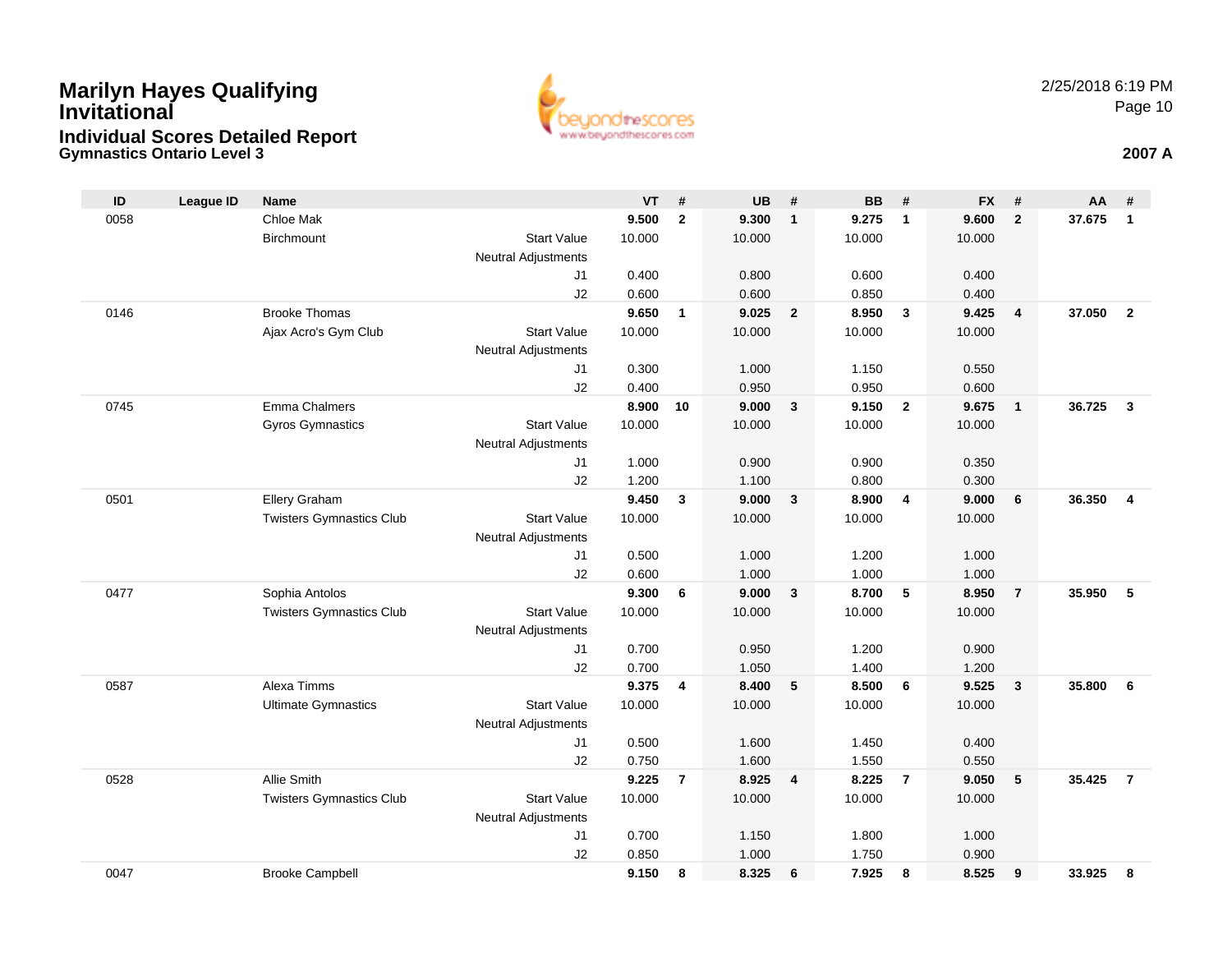# Marilyn Hayes Qualifying Invitational

## Individual Scores Detailed Report

### Gymnastics Ontario Level 3

2/25/2018 6:19 PM

**2007 A**

| ID | League ID | Name | | VT | # | UB | # | BB | # | FX | # | AA | # |
|---|---|---|---|---|---|---|---|---|---|---|---|---|---|
| 0058 | | Chloe Mak | | **9.500** | **2** | **9.300** | **1** | **9.275** | **1** | **9.600** | **2** | **37.675** | **1** |
| | | Birchmount | Start Value | 10.000 | | 10.000 | | 10.000 | | 10.000 | | | |
| | | | Neutral Adjustments | | | | | | | | | | |
| | | | J1 | 0.400 | | 0.800 | | 0.600 | | 0.400 | | | |
| | | | J2 | 0.600 | | 0.600 | | 0.850 | | 0.400 | | | |
| 0146 | | Brooke Thomas | | **9.650** | **1** | **9.025** | **2** | **8.950** | **3** | **9.425** | **4** | **37.050** | **2** |
| | | Ajax Acro's Gym Club | Start Value | 10.000 | | 10.000 | | 10.000 | | 10.000 | | | |
| | | | Neutral Adjustments | | | | | | | | | | |
| | | | J1 | 0.300 | | 1.000 | | 1.150 | | 0.550 | | | |
| | | | J2 | 0.400 | | 0.950 | | 0.950 | | 0.600 | | | |
| 0745 | | Emma Chalmers | | **8.900** | **10** | **9.000** | **3** | **9.150** | **2** | **9.675** | **1** | **36.725** | **3** |
| | | Gyros Gymnastics | Start Value | 10.000 | | 10.000 | | 10.000 | | 10.000 | | | |
| | | | Neutral Adjustments | | | | | | | | | | |
| | | | J1 | 1.000 | | 0.900 | | 0.900 | | 0.350 | | | |
| | | | J2 | 1.200 | | 1.100 | | 0.800 | | 0.300 | | | |
| 0501 | | Ellery Graham | | **9.450** | **3** | **9.000** | **3** | **8.900** | **4** | **9.000** | **6** | **36.350** | **4** |
| | | Twisters Gymnastics Club | Start Value | 10.000 | | 10.000 | | 10.000 | | 10.000 | | | |
| | | | Neutral Adjustments | | | | | | | | | | |
| | | | J1 | 0.500 | | 1.000 | | 1.200 | | 1.000 | | | |
| | | | J2 | 0.600 | | 1.000 | | 1.000 | | 1.000 | | | |
| 0477 | | Sophia Antolos | | **9.300** | **6** | **9.000** | **3** | **8.700** | **5** | **8.950** | **7** | **35.950** | **5** |
| | | Twisters Gymnastics Club | Start Value | 10.000 | | 10.000 | | 10.000 | | 10.000 | | | |
| | | | Neutral Adjustments | | | | | | | | | | |
| | | | J1 | 0.700 | | 0.950 | | 1.200 | | 0.900 | | | |
| | | | J2 | 0.700 | | 1.050 | | 1.400 | | 1.200 | | | |
| 0587 | | Alexa Timms | | **9.375** | **4** | **8.400** | **5** | **8.500** | **6** | **9.525** | **3** | **35.800** | **6** |
| | | Ultimate Gymnastics | Start Value | 10.000 | | 10.000 | | 10.000 | | 10.000 | | | |
| | | | Neutral Adjustments | | | | | | | | | | |
| | | | J1 | 0.500 | | 1.600 | | 1.450 | | 0.400 | | | |
| | | | J2 | 0.750 | | 1.600 | | 1.550 | | 0.550 | | | |
| 0528 | | Allie Smith | | **9.225** | **7** | **8.925** | **4** | **8.225** | **7** | **9.050** | **5** | **35.425** | **7** |
| | | Twisters Gymnastics Club | Start Value | 10.000 | | 10.000 | | 10.000 | | 10.000 | | | |
| | | | Neutral Adjustments | | | | | | | | | | |
| | | | J1 | 0.700 | | 1.150 | | 1.800 | | 1.000 | | | |
| | | | J2 | 0.850 | | 1.000 | | 1.750 | | 0.900 | | | |
| 0047 | | Brooke Campbell | | **9.150** | **8** | **8.325** | **6** | **7.925** | **8** | **8.525** | **9** | **33.925** | **8** |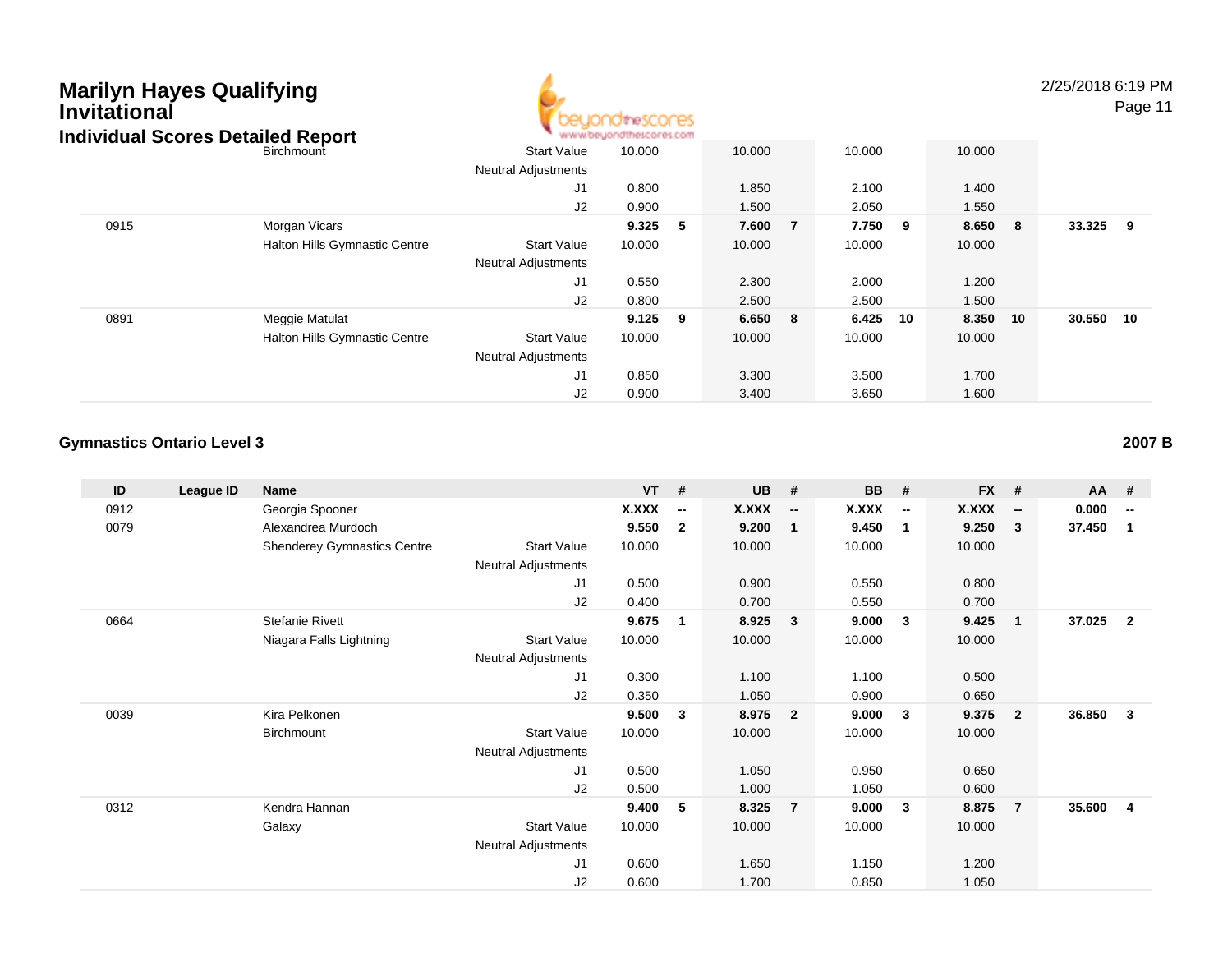# Marilyn Hayes Qualifying Invitational

## Individual Scores Detailed Report

| ID | League ID | Name | | VT | # | UB | # | BB | # | FX | # | AA | # |
|---|---|---|---|---|---|---|---|---|---|---|---|---|---|
| | | Birchmount | Start Value | 10.000 | | 10.000 | | 10.000 | | 10.000 | | | |
| | | | Neutral Adjustments | | | | | | | | | | |
| | | | J1 | 0.800 | | 1.850 | | 2.100 | | 1.400 | | | |
| | | | J2 | 0.900 | | 1.500 | | 2.050 | | 1.550 | | | |
| 0915 | | Morgan Vicars | | **9.325** | **5** | **7.600** | **7** | **7.750** | **9** | **8.650** | **8** | **33.325** | **9** |
| | | Halton Hills Gymnastic Centre | Start Value | 10.000 | | 10.000 | | 10.000 | | 10.000 | | | |
| | | | Neutral Adjustments | | | | | | | | | | |
| | | | J1 | 0.550 | | 2.300 | | 2.000 | | 1.200 | | | |
| | | | J2 | 0.800 | | 2.500 | | 2.500 | | 1.500 | | | |
| 0891 | | Meggie Matulat | | **9.125** | **9** | **6.650** | **8** | **6.425** | **10** | **8.350** | **10** | **30.550** | **10** |
| | | Halton Hills Gymnastic Centre | Start Value | 10.000 | | 10.000 | | 10.000 | | 10.000 | | | |
| | | | Neutral Adjustments | | | | | | | | | | |
| | | | J1 | 0.850 | | 3.300 | | 3.500 | | 1.700 | | | |
| | | | J2 | 0.900 | | 3.400 | | 3.650 | | 1.600 | | | |

### Gymnastics Ontario Level 3

**2007 B**

| ID | League ID | Name | | VT | # | UB | # | BB | # | FX | # | AA | # |
|---|---|---|---|---|---|---|---|---|---|---|---|---|---|
| 0912 | | Georgia Spooner | | **X.XXX** | **--** | **X.XXX** | **--** | **X.XXX** | **--** | **X.XXX** | **--** | **0.000** | **--** |
| 0079 | | Alexandrea Murdoch | | **9.550** | **2** | **9.200** | **1** | **9.450** | **1** | **9.250** | **3** | **37.450** | **1** |
| | | Shenderey Gymnastics Centre | Start Value | 10.000 | | 10.000 | | 10.000 | | 10.000 | | | |
| | | | Neutral Adjustments | | | | | | | | | | |
| | | | J1 | 0.500 | | 0.900 | | 0.550 | | 0.800 | | | |
| | | | J2 | 0.400 | | 0.700 | | 0.550 | | 0.700 | | | |
| 0664 | | Stefanie Rivett | | **9.675** | **1** | **8.925** | **3** | **9.000** | **3** | **9.425** | **1** | **37.025** | **2** |
| | | Niagara Falls Lightning | Start Value | 10.000 | | 10.000 | | 10.000 | | 10.000 | | | |
| | | | Neutral Adjustments | | | | | | | | | | |
| | | | J1 | 0.300 | | 1.100 | | 1.100 | | 0.500 | | | |
| | | | J2 | 0.350 | | 1.050 | | 0.900 | | 0.650 | | | |
| 0039 | | Kira Pelkonen | | **9.500** | **3** | **8.975** | **2** | **9.000** | **3** | **9.375** | **2** | **36.850** | **3** |
| | | Birchmount | Start Value | 10.000 | | 10.000 | | 10.000 | | 10.000 | | | |
| | | | Neutral Adjustments | | | | | | | | | | |
| | | | J1 | 0.500 | | 1.050 | | 0.950 | | 0.650 | | | |
| | | | J2 | 0.500 | | 1.000 | | 1.050 | | 0.600 | | | |
| 0312 | | Kendra Hannan | | **9.400** | **5** | **8.325** | **7** | **9.000** | **3** | **8.875** | **7** | **35.600** | **4** |
| | | Galaxy | Start Value | 10.000 | | 10.000 | | 10.000 | | 10.000 | | | |
| | | | Neutral Adjustments | | | | | | | | | | |
| | | | J1 | 0.600 | | 1.650 | | 1.150 | | 1.200 | | | |
| | | | J2 | 0.600 | | 1.700 | | 0.850 | | 1.050 | | | |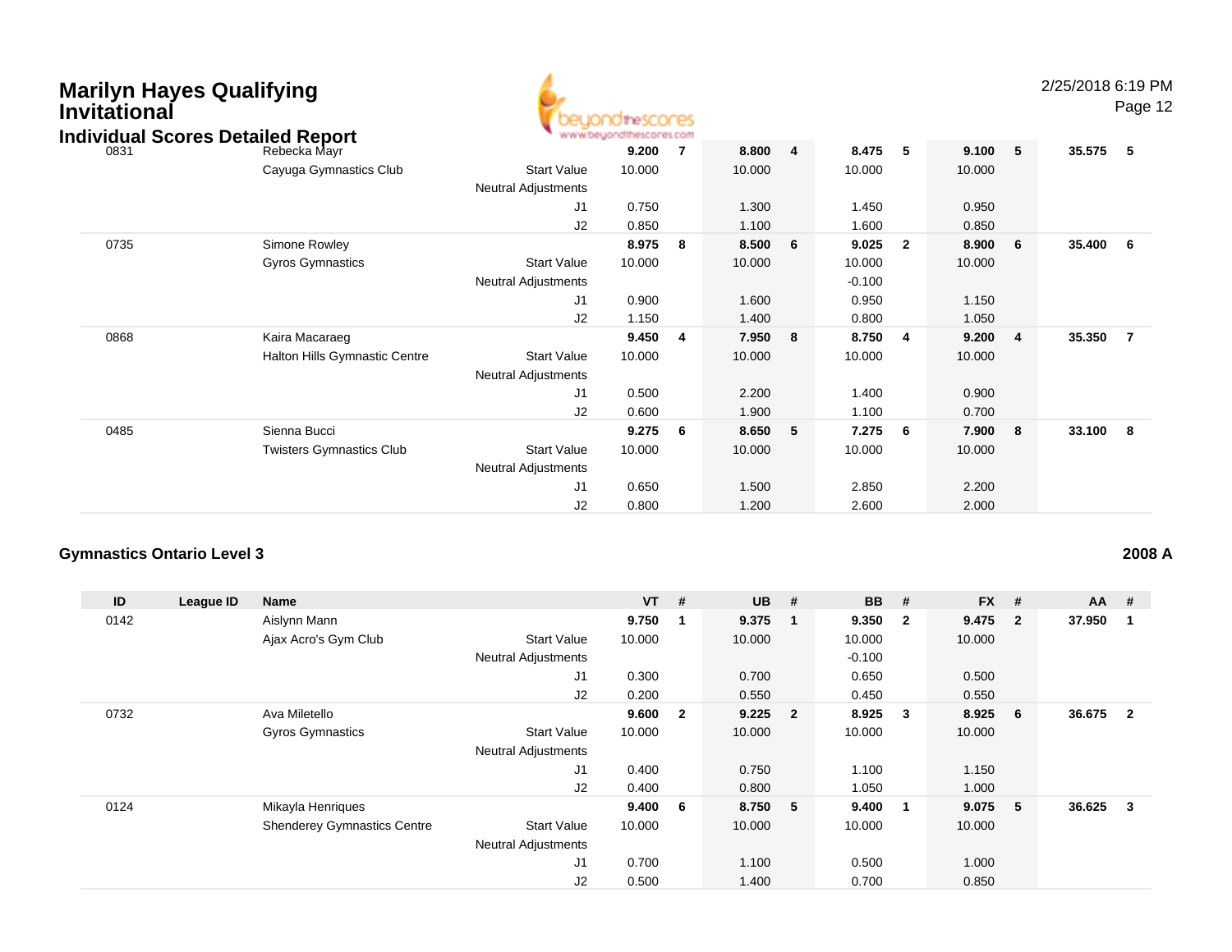# Marilyn Hayes Qualifying Invitational

## Individual Scores Detailed Report

| ID | League ID | Name | | VT | # | UB | # | BB | # | FX | # | AA | # |
|---|---|---|---|---|---|---|---|---|---|---|---|---|---|
| 0831 | | Rebecka Mayr | | **9.200** | **7** | **8.800** | **4** | **8.475** | **5** | **9.100** | **5** | **35.575** | **5** |
| | | Cayuga Gymnastics Club | Start Value | 10.000 | | 10.000 | | 10.000 | | 10.000 | | | |
| | | | Neutral Adjustments | | | | | | | | | | |
| | | | J1 | 0.750 | | 1.300 | | 1.450 | | 0.950 | | | |
| | | | J2 | 0.850 | | 1.100 | | 1.600 | | 0.850 | | | |
| 0735 | | Simone Rowley | | **8.975** | **8** | **8.500** | **6** | **9.025** | **2** | **8.900** | **6** | **35.400** | **6** |
| | | Gyros Gymnastics | Start Value | 10.000 | | 10.000 | | 10.000 | | 10.000 | | | |
| | | | Neutral Adjustments | | | | | -0.100 | | | | | |
| | | | J1 | 0.900 | | 1.600 | | 0.950 | | 1.150 | | | |
| | | | J2 | 1.150 | | 1.400 | | 0.800 | | 1.050 | | | |
| 0868 | | Kaira Macaraeg | | **9.450** | **4** | **7.950** | **8** | **8.750** | **4** | **9.200** | **4** | **35.350** | **7** |
| | | Halton Hills Gymnastic Centre | Start Value | 10.000 | | 10.000 | | 10.000 | | 10.000 | | | |
| | | | Neutral Adjustments | | | | | | | | | | |
| | | | J1 | 0.500 | | 2.200 | | 1.400 | | 0.900 | | | |
| | | | J2 | 0.600 | | 1.900 | | 1.100 | | 0.700 | | | |
| 0485 | | Sienna Bucci | | **9.275** | **6** | **8.650** | **5** | **7.275** | **6** | **7.900** | **8** | **33.100** | **8** |
| | | Twisters Gymnastics Club | Start Value | 10.000 | | 10.000 | | 10.000 | | 10.000 | | | |
| | | | Neutral Adjustments | | | | | | | | | | |
| | | | J1 | 0.650 | | 1.500 | | 2.850 | | 2.200 | | | |
| | | | J2 | 0.800 | | 1.200 | | 2.600 | | 2.000 | | | |

### Gymnastics Ontario Level 3 — 2008 A

| ID | League ID | Name | | VT | # | UB | # | BB | # | FX | # | AA | # |
|---|---|---|---|---|---|---|---|---|---|---|---|---|---|
| 0142 | | Aislynn Mann | | **9.750** | **1** | **9.375** | **1** | **9.350** | **2** | **9.475** | **2** | **37.950** | **1** |
| | | Ajax Acro's Gym Club | Start Value | 10.000 | | 10.000 | | 10.000 | | 10.000 | | | |
| | | | Neutral Adjustments | | | | | -0.100 | | | | | |
| | | | J1 | 0.300 | | 0.700 | | 0.650 | | 0.500 | | | |
| | | | J2 | 0.200 | | 0.550 | | 0.450 | | 0.550 | | | |
| 0732 | | Ava Miletello | | **9.600** | **2** | **9.225** | **2** | **8.925** | **3** | **8.925** | **6** | **36.675** | **2** |
| | | Gyros Gymnastics | Start Value | 10.000 | | 10.000 | | 10.000 | | 10.000 | | | |
| | | | Neutral Adjustments | | | | | | | | | | |
| | | | J1 | 0.400 | | 0.750 | | 1.100 | | 1.150 | | | |
| | | | J2 | 0.400 | | 0.800 | | 1.050 | | 1.000 | | | |
| 0124 | | Mikayla Henriques | | **9.400** | **6** | **8.750** | **5** | **9.400** | **1** | **9.075** | **5** | **36.625** | **3** |
| | | Shenderey Gymnastics Centre | Start Value | 10.000 | | 10.000 | | 10.000 | | 10.000 | | | |
| | | | Neutral Adjustments | | | | | | | | | | |
| | | | J1 | 0.700 | | 1.100 | | 0.500 | | 1.000 | | | |
| | | | J2 | 0.500 | | 1.400 | | 0.700 | | 0.850 | | | |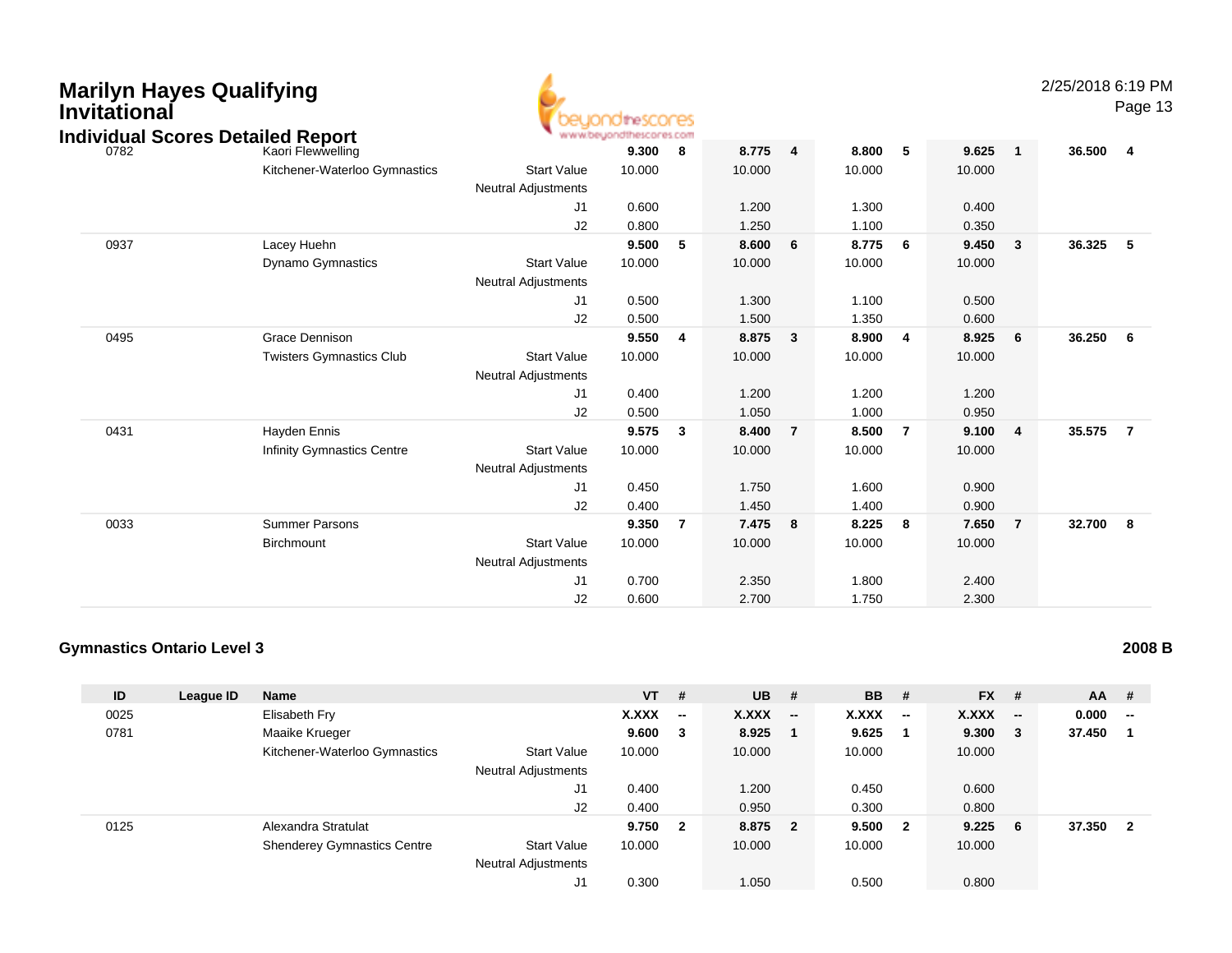# Marilyn Hayes Qualifying Invitational

## Individual Scores Detailed Report

| ID | League ID | Name | | VT | # | UB | # | BB | # | FX | # | AA | # |
|---|---|---|---|---|---|---|---|---|---|---|---|---|---|
| 0782 | | Kaori Flewwelling | | **9.300** | **8** | **8.775** | **4** | **8.800** | **5** | **9.625** | **1** | **36.500** | **4** |
| | | Kitchener-Waterloo Gymnastics | Start Value | 10.000 | | 10.000 | | 10.000 | | 10.000 | | | |
| | | | Neutral Adjustments | | | | | | | | | | |
| | | | J1 | 0.600 | | 1.200 | | 1.300 | | 0.400 | | | |
| | | | J2 | 0.800 | | 1.250 | | 1.100 | | 0.350 | | | |
| 0937 | | Lacey Huehn | | **9.500** | **5** | **8.600** | **6** | **8.775** | **6** | **9.450** | **3** | **36.325** | **5** |
| | | Dynamo Gymnastics | Start Value | 10.000 | | 10.000 | | 10.000 | | 10.000 | | | |
| | | | Neutral Adjustments | | | | | | | | | | |
| | | | J1 | 0.500 | | 1.300 | | 1.100 | | 0.500 | | | |
| | | | J2 | 0.500 | | 1.500 | | 1.350 | | 0.600 | | | |
| 0495 | | Grace Dennison | | **9.550** | **4** | **8.875** | **3** | **8.900** | **4** | **8.925** | **6** | **36.250** | **6** |
| | | Twisters Gymnastics Club | Start Value | 10.000 | | 10.000 | | 10.000 | | 10.000 | | | |
| | | | Neutral Adjustments | | | | | | | | | | |
| | | | J1 | 0.400 | | 1.200 | | 1.200 | | 1.200 | | | |
| | | | J2 | 0.500 | | 1.050 | | 1.000 | | 0.950 | | | |
| 0431 | | Hayden Ennis | | **9.575** | **3** | **8.400** | **7** | **8.500** | **7** | **9.100** | **4** | **35.575** | **7** |
| | | Infinity Gymnastics Centre | Start Value | 10.000 | | 10.000 | | 10.000 | | 10.000 | | | |
| | | | Neutral Adjustments | | | | | | | | | | |
| | | | J1 | 0.450 | | 1.750 | | 1.600 | | 0.900 | | | |
| | | | J2 | 0.400 | | 1.450 | | 1.400 | | 0.900 | | | |
| 0033 | | Summer Parsons | | **9.350** | **7** | **7.475** | **8** | **8.225** | **8** | **7.650** | **7** | **32.700** | **8** |
| | | Birchmount | Start Value | 10.000 | | 10.000 | | 10.000 | | 10.000 | | | |
| | | | Neutral Adjustments | | | | | | | | | | |
| | | | J1 | 0.700 | | 2.350 | | 1.800 | | 2.400 | | | |
| | | | J2 | 0.600 | | 2.700 | | 1.750 | | 2.300 | | | |

### Gymnastics Ontario Level 3 — 2008 B

| ID | League ID | Name | | VT | # | UB | # | BB | # | FX | # | AA | # |
|---|---|---|---|---|---|---|---|---|---|---|---|---|---|
| 0025 | | Elisabeth Fry | | **X.XXX** | **--** | **X.XXX** | **--** | **X.XXX** | **--** | **X.XXX** | **--** | **0.000** | **--** |
| 0781 | | Maaike Krueger | | **9.600** | **3** | **8.925** | **1** | **9.625** | **1** | **9.300** | **3** | **37.450** | **1** |
| | | Kitchener-Waterloo Gymnastics | Start Value | 10.000 | | 10.000 | | 10.000 | | 10.000 | | | |
| | | | Neutral Adjustments | | | | | | | | | | |
| | | | J1 | 0.400 | | 1.200 | | 0.450 | | 0.600 | | | |
| | | | J2 | 0.400 | | 0.950 | | 0.300 | | 0.800 | | | |
| 0125 | | Alexandra Stratulat | | **9.750** | **2** | **8.875** | **2** | **9.500** | **2** | **9.225** | **6** | **37.350** | **2** |
| | | Shenderey Gymnastics Centre | Start Value | 10.000 | | 10.000 | | 10.000 | | 10.000 | | | |
| | | | Neutral Adjustments | | | | | | | | | | |
| | | | J1 | 0.300 | | 1.050 | | 0.500 | | 0.800 | | | |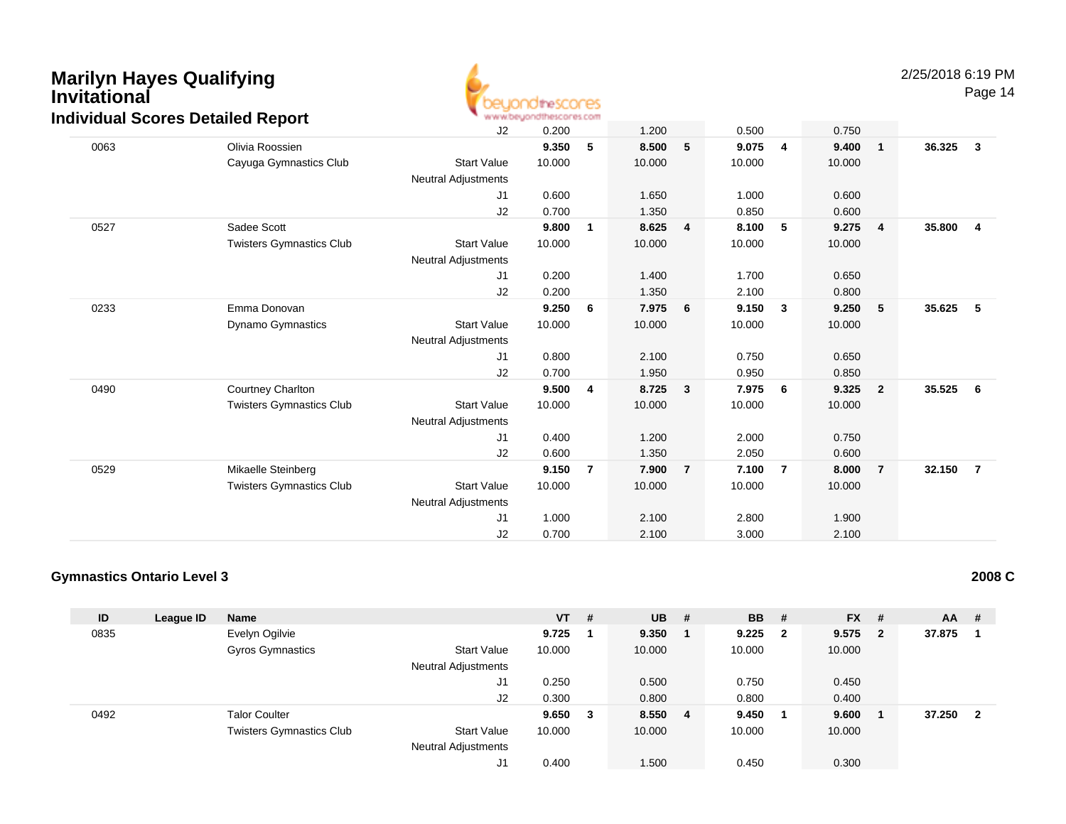# Marilyn Hayes Qualifying Invitational

## Individual Scores Detailed Report

| ID | League ID | Name | | VT | # | UB | # | BB | # | FX | # | AA | # |
|---|---|---|---|---|---|---|---|---|---|---|---|---|---|
| | | | J2 | 0.200 | | 1.200 | | 0.500 | | 0.750 | | | |
| 0063 | | Olivia Roossien | | **9.350** | **5** | **8.500** | **5** | **9.075** | **4** | **9.400** | **1** | **36.325** | **3** |
| | | Cayuga Gymnastics Club | Start Value | 10.000 | | 10.000 | | 10.000 | | 10.000 | | | |
| | | | Neutral Adjustments | | | | | | | | | | |
| | | | J1 | 0.600 | | 1.650 | | 1.000 | | 0.600 | | | |
| | | | J2 | 0.700 | | 1.350 | | 0.850 | | 0.600 | | | |
| 0527 | | Sadee Scott | | **9.800** | **1** | **8.625** | **4** | **8.100** | **5** | **9.275** | **4** | **35.800** | **4** |
| | | Twisters Gymnastics Club | Start Value | 10.000 | | 10.000 | | 10.000 | | 10.000 | | | |
| | | | Neutral Adjustments | | | | | | | | | | |
| | | | J1 | 0.200 | | 1.400 | | 1.700 | | 0.650 | | | |
| | | | J2 | 0.200 | | 1.350 | | 2.100 | | 0.800 | | | |
| 0233 | | Emma Donovan | | **9.250** | **6** | **7.975** | **6** | **9.150** | **3** | **9.250** | **5** | **35.625** | **5** |
| | | Dynamo Gymnastics | Start Value | 10.000 | | 10.000 | | 10.000 | | 10.000 | | | |
| | | | Neutral Adjustments | | | | | | | | | | |
| | | | J1 | 0.800 | | 2.100 | | 0.750 | | 0.650 | | | |
| | | | J2 | 0.700 | | 1.950 | | 0.950 | | 0.850 | | | |
| 0490 | | Courtney Charlton | | **9.500** | **4** | **8.725** | **3** | **7.975** | **6** | **9.325** | **2** | **35.525** | **6** |
| | | Twisters Gymnastics Club | Start Value | 10.000 | | 10.000 | | 10.000 | | 10.000 | | | |
| | | | Neutral Adjustments | | | | | | | | | | |
| | | | J1 | 0.400 | | 1.200 | | 2.000 | | 0.750 | | | |
| | | | J2 | 0.600 | | 1.350 | | 2.050 | | 0.600 | | | |
| 0529 | | Mikaelle Steinberg | | **9.150** | **7** | **7.900** | **7** | **7.100** | **7** | **8.000** | **7** | **32.150** | **7** |
| | | Twisters Gymnastics Club | Start Value | 10.000 | | 10.000 | | 10.000 | | 10.000 | | | |
| | | | Neutral Adjustments | | | | | | | | | | |
| | | | J1 | 1.000 | | 2.100 | | 2.800 | | 1.900 | | | |
| | | | J2 | 0.700 | | 2.100 | | 3.000 | | 2.100 | | | |

### Gymnastics Ontario Level 3

**2008 C**

| ID | League ID | Name | | VT | # | UB | # | BB | # | FX | # | AA | # |
|---|---|---|---|---|---|---|---|---|---|---|---|---|---|
| 0835 | | Evelyn Ogilvie | | **9.725** | **1** | **9.350** | **1** | **9.225** | **2** | **9.575** | **2** | **37.875** | **1** |
| | | Gyros Gymnastics | Start Value | 10.000 | | 10.000 | | 10.000 | | 10.000 | | | |
| | | | Neutral Adjustments | | | | | | | | | | |
| | | | J1 | 0.250 | | 0.500 | | 0.750 | | 0.450 | | | |
| | | | J2 | 0.300 | | 0.800 | | 0.800 | | 0.400 | | | |
| 0492 | | Talor Coulter | | **9.650** | **3** | **8.550** | **4** | **9.450** | **1** | **9.600** | **1** | **37.250** | **2** |
| | | Twisters Gymnastics Club | Start Value | 10.000 | | 10.000 | | 10.000 | | 10.000 | | | |
| | | | Neutral Adjustments | | | | | | | | | | |
| | | | J1 | 0.400 | | 1.500 | | 0.450 | | 0.300 | | | |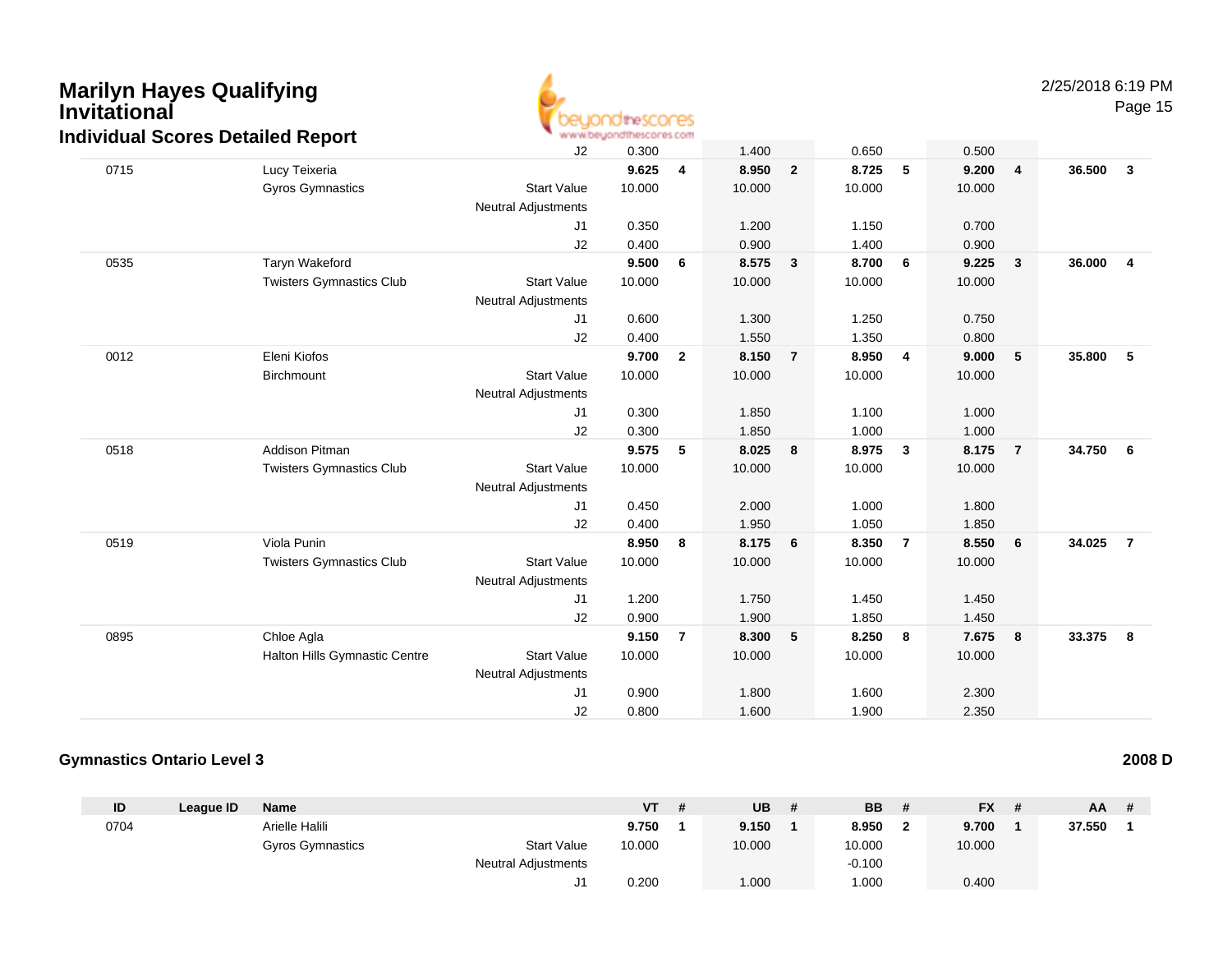# Marilyn Hayes Qualifying Invitational

## Individual Scores Detailed Report

| ID | League ID | Name | | VT | # | UB | # | BB | # | FX | # | AA | # |
|---|---|---|---|---|---|---|---|---|---|---|---|---|---|
| | | | J2 | 0.300 | | 1.400 | | 0.650 | | 0.500 | | | |
| 0715 | | Lucy Teixeria | | **9.625** | **4** | **8.950** | **2** | **8.725** | **5** | **9.200** | **4** | **36.500** | **3** |
| | | Gyros Gymnastics | Start Value | 10.000 | | 10.000 | | 10.000 | | 10.000 | | | |
| | | | Neutral Adjustments | | | | | | | | | | |
| | | | J1 | 0.350 | | 1.200 | | 1.150 | | 0.700 | | | |
| | | | J2 | 0.400 | | 0.900 | | 1.400 | | 0.900 | | | |
| 0535 | | Taryn Wakeford | | **9.500** | **6** | **8.575** | **3** | **8.700** | **6** | **9.225** | **3** | **36.000** | **4** |
| | | Twisters Gymnastics Club | Start Value | 10.000 | | 10.000 | | 10.000 | | 10.000 | | | |
| | | | Neutral Adjustments | | | | | | | | | | |
| | | | J1 | 0.600 | | 1.300 | | 1.250 | | 0.750 | | | |
| | | | J2 | 0.400 | | 1.550 | | 1.350 | | 0.800 | | | |
| 0012 | | Eleni Kiofos | | **9.700** | **2** | **8.150** | **7** | **8.950** | **4** | **9.000** | **5** | **35.800** | **5** |
| | | Birchmount | Start Value | 10.000 | | 10.000 | | 10.000 | | 10.000 | | | |
| | | | Neutral Adjustments | | | | | | | | | | |
| | | | J1 | 0.300 | | 1.850 | | 1.100 | | 1.000 | | | |
| | | | J2 | 0.300 | | 1.850 | | 1.000 | | 1.000 | | | |
| 0518 | | Addison Pitman | | **9.575** | **5** | **8.025** | **8** | **8.975** | **3** | **8.175** | **7** | **34.750** | **6** |
| | | Twisters Gymnastics Club | Start Value | 10.000 | | 10.000 | | 10.000 | | 10.000 | | | |
| | | | Neutral Adjustments | | | | | | | | | | |
| | | | J1 | 0.450 | | 2.000 | | 1.000 | | 1.800 | | | |
| | | | J2 | 0.400 | | 1.950 | | 1.050 | | 1.850 | | | |
| 0519 | | Viola Punin | | **8.950** | **8** | **8.175** | **6** | **8.350** | **7** | **8.550** | **6** | **34.025** | **7** |
| | | Twisters Gymnastics Club | Start Value | 10.000 | | 10.000 | | 10.000 | | 10.000 | | | |
| | | | Neutral Adjustments | | | | | | | | | | |
| | | | J1 | 1.200 | | 1.750 | | 1.450 | | 1.450 | | | |
| | | | J2 | 0.900 | | 1.900 | | 1.850 | | 1.450 | | | |
| 0895 | | Chloe Agla | | **9.150** | **7** | **8.300** | **5** | **8.250** | **8** | **7.675** | **8** | **33.375** | **8** |
| | | Halton Hills Gymnastic Centre | Start Value | 10.000 | | 10.000 | | 10.000 | | 10.000 | | | |
| | | | Neutral Adjustments | | | | | | | | | | |
| | | | J1 | 0.900 | | 1.800 | | 1.600 | | 2.300 | | | |
| | | | J2 | 0.800 | | 1.600 | | 1.900 | | 2.350 | | | |

### Gymnastics Ontario Level 3 — 2008 D

| ID | League ID | Name | | VT | # | UB | # | BB | # | FX | # | AA | # |
|---|---|---|---|---|---|---|---|---|---|---|---|---|---|
| 0704 | | Arielle Halili | | **9.750** | **1** | **9.150** | **1** | **8.950** | **2** | **9.700** | **1** | **37.550** | **1** |
| | | Gyros Gymnastics | Start Value | 10.000 | | 10.000 | | 10.000 | | 10.000 | | | |
| | | | Neutral Adjustments | | | | | -0.100 | | | | | |
| | | | J1 | 0.200 | | 1.000 | | 1.000 | | 0.400 | | | |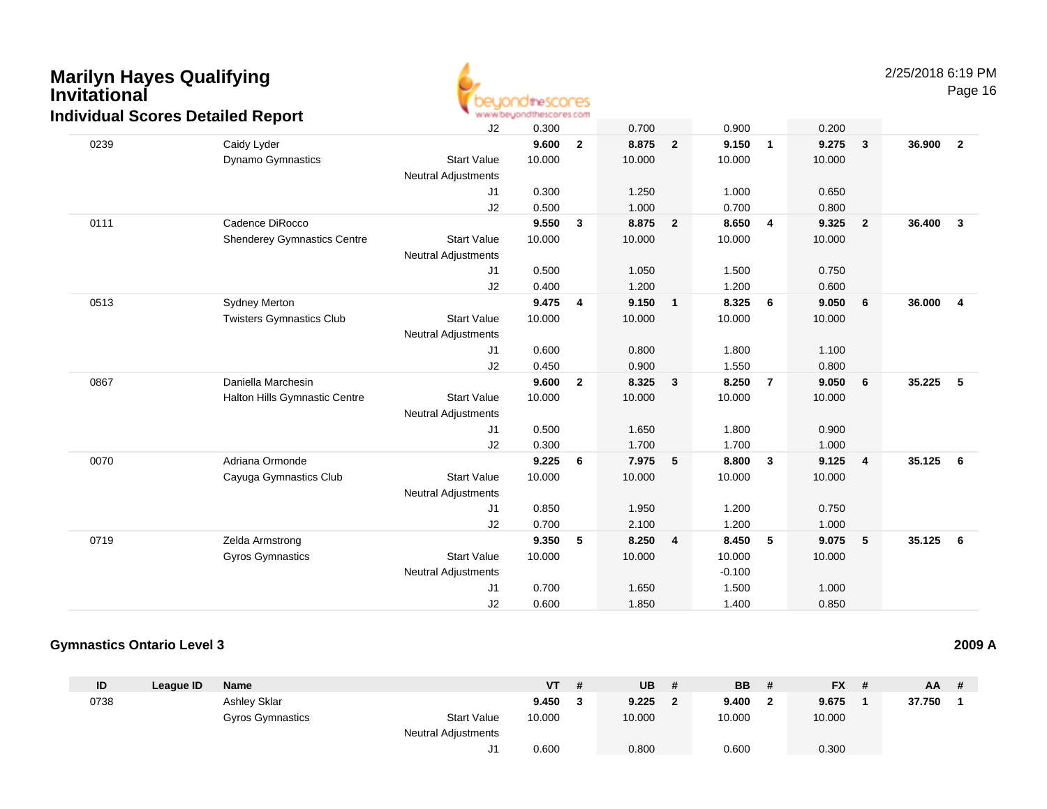# Marilyn Hayes Qualifying Invitational

## Individual Scores Detailed Report

| ID | League ID | Name | | VT | # | UB | # | BB | # | FX | # | AA | # |
|---|---|---|---|---|---|---|---|---|---|---|---|---|---|
| | | | J2 | 0.300 | | 0.700 | | 0.900 | | 0.200 | | | |
| 0239 | | Caidy Lyder | | **9.600** | **2** | **8.875** | **2** | **9.150** | **1** | **9.275** | **3** | **36.900** | **2** |
| | | Dynamo Gymnastics | Start Value | 10.000 | | 10.000 | | 10.000 | | 10.000 | | | |
| | | | Neutral Adjustments | | | | | | | | | | |
| | | | J1 | 0.300 | | 1.250 | | 1.000 | | 0.650 | | | |
| | | | J2 | 0.500 | | 1.000 | | 0.700 | | 0.800 | | | |
| 0111 | | Cadence DiRocco | | **9.550** | **3** | **8.875** | **2** | **8.650** | **4** | **9.325** | **2** | **36.400** | **3** |
| | | Shenderey Gymnastics Centre | Start Value | 10.000 | | 10.000 | | 10.000 | | 10.000 | | | |
| | | | Neutral Adjustments | | | | | | | | | | |
| | | | J1 | 0.500 | | 1.050 | | 1.500 | | 0.750 | | | |
| | | | J2 | 0.400 | | 1.200 | | 1.200 | | 0.600 | | | |
| 0513 | | Sydney Merton | | **9.475** | **4** | **9.150** | **1** | **8.325** | **6** | **9.050** | **6** | **36.000** | **4** |
| | | Twisters Gymnastics Club | Start Value | 10.000 | | 10.000 | | 10.000 | | 10.000 | | | |
| | | | Neutral Adjustments | | | | | | | | | | |
| | | | J1 | 0.600 | | 0.800 | | 1.800 | | 1.100 | | | |
| | | | J2 | 0.450 | | 0.900 | | 1.550 | | 0.800 | | | |
| 0867 | | Daniella Marchesin | | **9.600** | **2** | **8.325** | **3** | **8.250** | **7** | **9.050** | **6** | **35.225** | **5** |
| | | Halton Hills Gymnastic Centre | Start Value | 10.000 | | 10.000 | | 10.000 | | 10.000 | | | |
| | | | Neutral Adjustments | | | | | | | | | | |
| | | | J1 | 0.500 | | 1.650 | | 1.800 | | 0.900 | | | |
| | | | J2 | 0.300 | | 1.700 | | 1.700 | | 1.000 | | | |
| 0070 | | Adriana Ormonde | | **9.225** | **6** | **7.975** | **5** | **8.800** | **3** | **9.125** | **4** | **35.125** | **6** |
| | | Cayuga Gymnastics Club | Start Value | 10.000 | | 10.000 | | 10.000 | | 10.000 | | | |
| | | | Neutral Adjustments | | | | | | | | | | |
| | | | J1 | 0.850 | | 1.950 | | 1.200 | | 0.750 | | | |
| | | | J2 | 0.700 | | 2.100 | | 1.200 | | 1.000 | | | |
| 0719 | | Zelda Armstrong | | **9.350** | **5** | **8.250** | **4** | **8.450** | **5** | **9.075** | **5** | **35.125** | **6** |
| | | Gyros Gymnastics | Start Value | 10.000 | | 10.000 | | 10.000 | | 10.000 | | | |
| | | | Neutral Adjustments | | | | | -0.100 | | | | | |
| | | | J1 | 0.700 | | 1.650 | | 1.500 | | 1.000 | | | |
| | | | J2 | 0.600 | | 1.850 | | 1.400 | | 0.850 | | | |

### Gymnastics Ontario Level 3 — 2009 A

| ID | League ID | Name | | VT | # | UB | # | BB | # | FX | # | AA | # |
|---|---|---|---|---|---|---|---|---|---|---|---|---|---|
| 0738 | | Ashley Sklar | | **9.450** | **3** | **9.225** | **2** | **9.400** | **2** | **9.675** | **1** | **37.750** | **1** |
| | | Gyros Gymnastics | Start Value | 10.000 | | 10.000 | | 10.000 | | 10.000 | | | |
| | | | Neutral Adjustments | | | | | | | | | | |
| | | | J1 | 0.600 | | 0.800 | | 0.600 | | 0.300 | | | |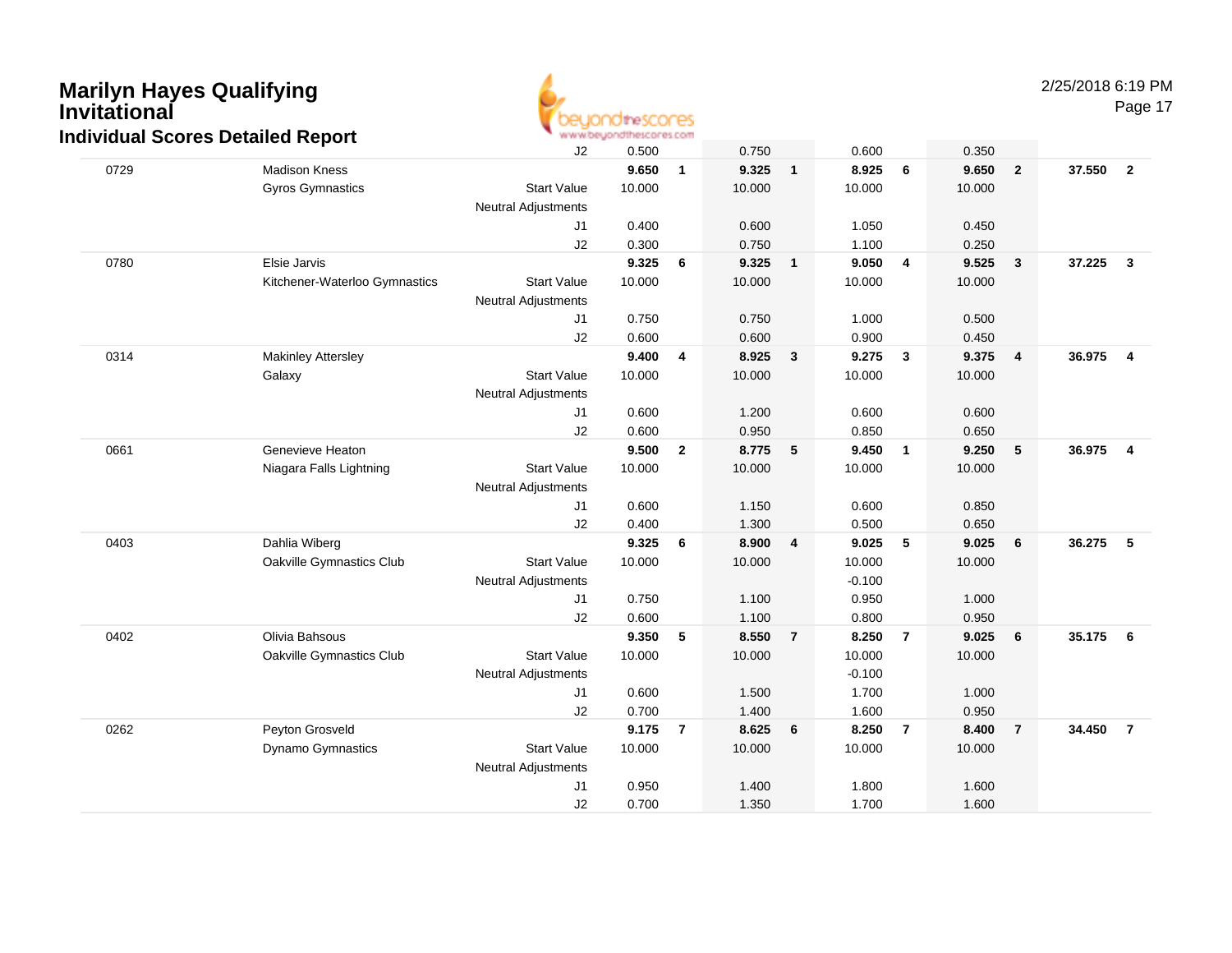# Marilyn Hayes Qualifying Invitational

## Individual Scores Detailed Report

| # | Name / Club | | Vault | Rank | Bars | Rank | Beam | Rank | Floor | Rank | AA | Rank |
|---|---|---|---|---|---|---|---|---|---|---|---|---|
| | | J2 | 0.500 | | 0.750 | | 0.600 | | 0.350 | | | |
| 0729 | Madison Kness | | **9.650** | **1** | **9.325** | **1** | **8.925** | **6** | **9.650** | **2** | **37.550** | **2** |
| | Gyros Gymnastics | Start Value | 10.000 | | 10.000 | | 10.000 | | 10.000 | | | |
| | | Neutral Adjustments | | | | | | | | | | |
| | | J1 | 0.400 | | 0.600 | | 1.050 | | 0.450 | | | |
| | | J2 | 0.300 | | 0.750 | | 1.100 | | 0.250 | | | |
| 0780 | Elsie Jarvis | | **9.325** | **6** | **9.325** | **1** | **9.050** | **4** | **9.525** | **3** | **37.225** | **3** |
| | Kitchener-Waterloo Gymnastics | Start Value | 10.000 | | 10.000 | | 10.000 | | 10.000 | | | |
| | | Neutral Adjustments | | | | | | | | | | |
| | | J1 | 0.750 | | 0.750 | | 1.000 | | 0.500 | | | |
| | | J2 | 0.600 | | 0.600 | | 0.900 | | 0.450 | | | |
| 0314 | Makinley Attersley | | **9.400** | **4** | **8.925** | **3** | **9.275** | **3** | **9.375** | **4** | **36.975** | **4** |
| | Galaxy | Start Value | 10.000 | | 10.000 | | 10.000 | | 10.000 | | | |
| | | Neutral Adjustments | | | | | | | | | | |
| | | J1 | 0.600 | | 1.200 | | 0.600 | | 0.600 | | | |
| | | J2 | 0.600 | | 0.950 | | 0.850 | | 0.650 | | | |
| 0661 | Genevieve Heaton | | **9.500** | **2** | **8.775** | **5** | **9.450** | **1** | **9.250** | **5** | **36.975** | **4** |
| | Niagara Falls Lightning | Start Value | 10.000 | | 10.000 | | 10.000 | | 10.000 | | | |
| | | Neutral Adjustments | | | | | | | | | | |
| | | J1 | 0.600 | | 1.150 | | 0.600 | | 0.850 | | | |
| | | J2 | 0.400 | | 1.300 | | 0.500 | | 0.650 | | | |
| 0403 | Dahlia Wiberg | | **9.325** | **6** | **8.900** | **4** | **9.025** | **5** | **9.025** | **6** | **36.275** | **5** |
| | Oakville Gymnastics Club | Start Value | 10.000 | | 10.000 | | 10.000 | | 10.000 | | | |
| | | Neutral Adjustments | | | | | -0.100 | | | | | |
| | | J1 | 0.750 | | 1.100 | | 0.950 | | 1.000 | | | |
| | | J2 | 0.600 | | 1.100 | | 0.800 | | 0.950 | | | |
| 0402 | Olivia Bahsous | | **9.350** | **5** | **8.550** | **7** | **8.250** | **7** | **9.025** | **6** | **35.175** | **6** |
| | Oakville Gymnastics Club | Start Value | 10.000 | | 10.000 | | 10.000 | | 10.000 | | | |
| | | Neutral Adjustments | | | | | -0.100 | | | | | |
| | | J1 | 0.600 | | 1.500 | | 1.700 | | 1.000 | | | |
| | | J2 | 0.700 | | 1.400 | | 1.600 | | 0.950 | | | |
| 0262 | Peyton Grosveld | | **9.175** | **7** | **8.625** | **6** | **8.250** | **7** | **8.400** | **7** | **34.450** | **7** |
| | Dynamo Gymnastics | Start Value | 10.000 | | 10.000 | | 10.000 | | 10.000 | | | |
| | | Neutral Adjustments | | | | | | | | | | |
| | | J1 | 0.950 | | 1.400 | | 1.800 | | 1.600 | | | |
| | | J2 | 0.700 | | 1.350 | | 1.700 | | 1.600 | | | |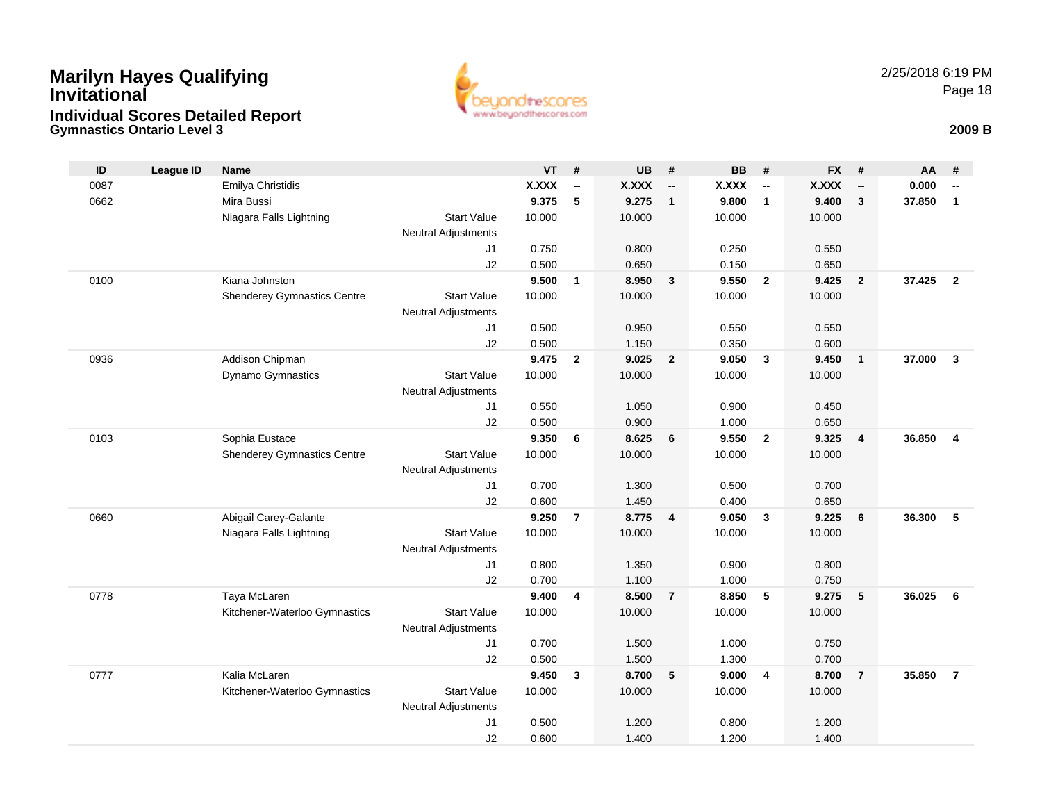# Marilyn Hayes Qualifying Invitational

## Individual Scores Detailed Report

### Gymnastics Ontario Level 3

2/25/2018 6:19 PM

**2009 B**

| ID | League ID | Name | | VT | # | UB | # | BB | # | FX | # | AA | # |
|---|---|---|---|---|---|---|---|---|---|---|---|---|---|
| 0087 | | Emilya Christidis | | **X.XXX** | **--** | **X.XXX** | **--** | **X.XXX** | **--** | **X.XXX** | **--** | **0.000** | **--** |
| 0662 | | Mira Bussi | | **9.375** | **5** | **9.275** | **1** | **9.800** | **1** | **9.400** | **3** | **37.850** | **1** |
| | | Niagara Falls Lightning | Start Value | 10.000 | | 10.000 | | 10.000 | | 10.000 | | | |
| | | | Neutral Adjustments | | | | | | | | | | |
| | | | J1 | 0.750 | | 0.800 | | 0.250 | | 0.550 | | | |
| | | | J2 | 0.500 | | 0.650 | | 0.150 | | 0.650 | | | |
| 0100 | | Kiana Johnston | | **9.500** | **1** | **8.950** | **3** | **9.550** | **2** | **9.425** | **2** | **37.425** | **2** |
| | | Shenderey Gymnastics Centre | Start Value | 10.000 | | 10.000 | | 10.000 | | 10.000 | | | |
| | | | Neutral Adjustments | | | | | | | | | | |
| | | | J1 | 0.500 | | 0.950 | | 0.550 | | 0.550 | | | |
| | | | J2 | 0.500 | | 1.150 | | 0.350 | | 0.600 | | | |
| 0936 | | Addison Chipman | | **9.475** | **2** | **9.025** | **2** | **9.050** | **3** | **9.450** | **1** | **37.000** | **3** |
| | | Dynamo Gymnastics | Start Value | 10.000 | | 10.000 | | 10.000 | | 10.000 | | | |
| | | | Neutral Adjustments | | | | | | | | | | |
| | | | J1 | 0.550 | | 1.050 | | 0.900 | | 0.450 | | | |
| | | | J2 | 0.500 | | 0.900 | | 1.000 | | 0.650 | | | |
| 0103 | | Sophia Eustace | | **9.350** | **6** | **8.625** | **6** | **9.550** | **2** | **9.325** | **4** | **36.850** | **4** |
| | | Shenderey Gymnastics Centre | Start Value | 10.000 | | 10.000 | | 10.000 | | 10.000 | | | |
| | | | Neutral Adjustments | | | | | | | | | | |
| | | | J1 | 0.700 | | 1.300 | | 0.500 | | 0.700 | | | |
| | | | J2 | 0.600 | | 1.450 | | 0.400 | | 0.650 | | | |
| 0660 | | Abigail Carey-Galante | | **9.250** | **7** | **8.775** | **4** | **9.050** | **3** | **9.225** | **6** | **36.300** | **5** |
| | | Niagara Falls Lightning | Start Value | 10.000 | | 10.000 | | 10.000 | | 10.000 | | | |
| | | | Neutral Adjustments | | | | | | | | | | |
| | | | J1 | 0.800 | | 1.350 | | 0.900 | | 0.800 | | | |
| | | | J2 | 0.700 | | 1.100 | | 1.000 | | 0.750 | | | |
| 0778 | | Taya McLaren | | **9.400** | **4** | **8.500** | **7** | **8.850** | **5** | **9.275** | **5** | **36.025** | **6** |
| | | Kitchener-Waterloo Gymnastics | Start Value | 10.000 | | 10.000 | | 10.000 | | 10.000 | | | |
| | | | Neutral Adjustments | | | | | | | | | | |
| | | | J1 | 0.700 | | 1.500 | | 1.000 | | 0.750 | | | |
| | | | J2 | 0.500 | | 1.500 | | 1.300 | | 0.700 | | | |
| 0777 | | Kalia McLaren | | **9.450** | **3** | **8.700** | **5** | **9.000** | **4** | **8.700** | **7** | **35.850** | **7** |
| | | Kitchener-Waterloo Gymnastics | Start Value | 10.000 | | 10.000 | | 10.000 | | 10.000 | | | |
| | | | Neutral Adjustments | | | | | | | | | | |
| | | | J1 | 0.500 | | 1.200 | | 0.800 | | 1.200 | | | |
| | | | J2 | 0.600 | | 1.400 | | 1.200 | | 1.400 | | | |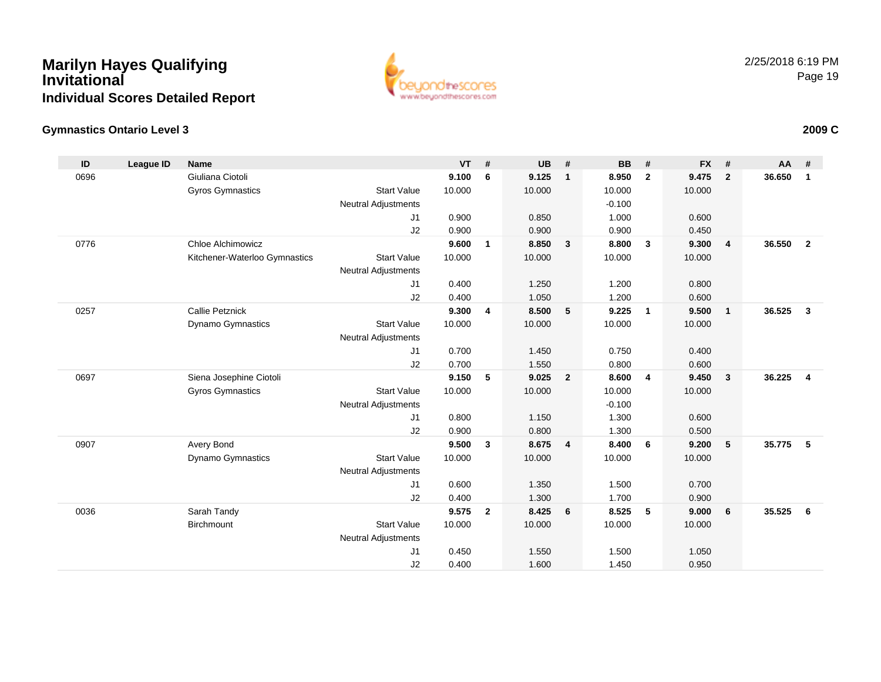# Marilyn Hayes Qualifying Invitational

## Individual Scores Detailed Report

2/25/2018 6:19 PM

### Gymnastics Ontario Level 3

**2009 C**

| ID | League ID | Name | | VT | # | UB | # | BB | # | FX | # | AA | # |
|---|---|---|---|---|---|---|---|---|---|---|---|---|---|
| 0696 | | Giuliana Ciotoli | | **9.100** | **6** | **9.125** | **1** | **8.950** | **2** | **9.475** | **2** | **36.650** | **1** |
| | | Gyros Gymnastics | Start Value | 10.000 | | 10.000 | | 10.000 | | 10.000 | | | |
| | | | Neutral Adjustments | | | | | -0.100 | | | | | |
| | | | J1 | 0.900 | | 0.850 | | 1.000 | | 0.600 | | | |
| | | | J2 | 0.900 | | 0.900 | | 0.900 | | 0.450 | | | |
| 0776 | | Chloe Alchimowicz | | **9.600** | **1** | **8.850** | **3** | **8.800** | **3** | **9.300** | **4** | **36.550** | **2** |
| | | Kitchener-Waterloo Gymnastics | Start Value | 10.000 | | 10.000 | | 10.000 | | 10.000 | | | |
| | | | Neutral Adjustments | | | | | | | | | | |
| | | | J1 | 0.400 | | 1.250 | | 1.200 | | 0.800 | | | |
| | | | J2 | 0.400 | | 1.050 | | 1.200 | | 0.600 | | | |
| 0257 | | Callie Petznick | | **9.300** | **4** | **8.500** | **5** | **9.225** | **1** | **9.500** | **1** | **36.525** | **3** |
| | | Dynamo Gymnastics | Start Value | 10.000 | | 10.000 | | 10.000 | | 10.000 | | | |
| | | | Neutral Adjustments | | | | | | | | | | |
| | | | J1 | 0.700 | | 1.450 | | 0.750 | | 0.400 | | | |
| | | | J2 | 0.700 | | 1.550 | | 0.800 | | 0.600 | | | |
| 0697 | | Siena Josephine Ciotoli | | **9.150** | **5** | **9.025** | **2** | **8.600** | **4** | **9.450** | **3** | **36.225** | **4** |
| | | Gyros Gymnastics | Start Value | 10.000 | | 10.000 | | 10.000 | | 10.000 | | | |
| | | | Neutral Adjustments | | | | | -0.100 | | | | | |
| | | | J1 | 0.800 | | 1.150 | | 1.300 | | 0.600 | | | |
| | | | J2 | 0.900 | | 0.800 | | 1.300 | | 0.500 | | | |
| 0907 | | Avery Bond | | **9.500** | **3** | **8.675** | **4** | **8.400** | **6** | **9.200** | **5** | **35.775** | **5** |
| | | Dynamo Gymnastics | Start Value | 10.000 | | 10.000 | | 10.000 | | 10.000 | | | |
| | | | Neutral Adjustments | | | | | | | | | | |
| | | | J1 | 0.600 | | 1.350 | | 1.500 | | 0.700 | | | |
| | | | J2 | 0.400 | | 1.300 | | 1.700 | | 0.900 | | | |
| 0036 | | Sarah Tandy | | **9.575** | **2** | **8.425** | **6** | **8.525** | **5** | **9.000** | **6** | **35.525** | **6** |
| | | Birchmount | Start Value | 10.000 | | 10.000 | | 10.000 | | 10.000 | | | |
| | | | Neutral Adjustments | | | | | | | | | | |
| | | | J1 | 0.450 | | 1.550 | | 1.500 | | 1.050 | | | |
| | | | J2 | 0.400 | | 1.600 | | 1.450 | | 0.950 | | | |